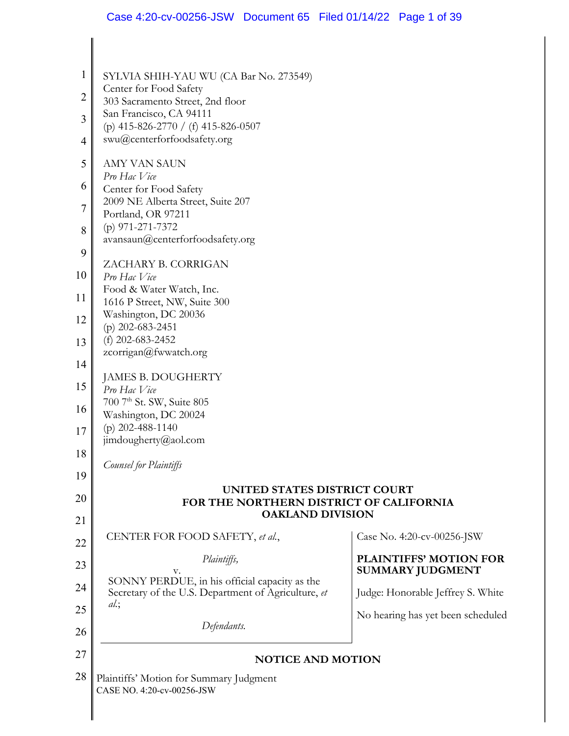SYLVIA SHIH-YAU WU (CA Bar No. 273549)
Center for Food Safety
303 Sacramento Street, 2nd floor
San Francisco, CA 94111
(p) 415-826-2770 / (f) 415-826-0507
swu@centerforfoodsafety.org

AMY VAN SAUN
*Pro Hac Vice*
Center for Food Safety
2009 NE Alberta Street, Suite 207
Portland, OR 97211
(p) 971-271-7372
avansaun@centerforfoodsafety.org

ZACHARY B. CORRIGAN
*Pro Hac Vice*
Food & Water Watch, Inc.
1616 P Street, NW, Suite 300
Washington, DC 20036
(p) 202-683-2451
(f) 202-683-2452
zcorrigan@fwwatch.org

JAMES B. DOUGHERTY
*Pro Hac Vice*
700 7th St. SW, Suite 805
Washington, DC 20024
(p) 202-488-1140
jimdougherty@aol.com

*Counsel for Plaintiffs*

**UNITED STATES DISTRICT COURT**
**FOR THE NORTHERN DISTRICT OF CALIFORNIA**
**OAKLAND DIVISION**

| | |
|---|---|
| CENTER FOR FOOD SAFETY, *et al.*,<br><br>*Plaintiffs,*<br>v.<br>SONNY PERDUE, in his official capacity as the Secretary of the U.S. Department of Agriculture, *et al.*;<br><br>*Defendants.* | Case No. 4:20-cv-00256-JSW<br><br>**PLAINTIFFS' MOTION FOR SUMMARY JUDGMENT**<br><br>Judge: Honorable Jeffrey S. White<br><br>No hearing has yet been scheduled |

**NOTICE AND MOTION**

Plaintiffs' Motion for Summary Judgment
CASE NO. 4:20-cv-00256-JSW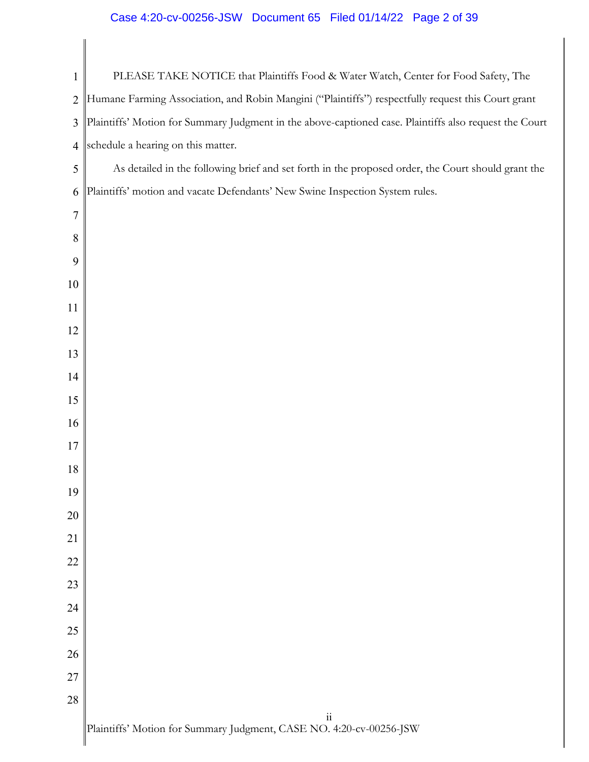PLEASE TAKE NOTICE that Plaintiffs Food & Water Watch, Center for Food Safety, The Humane Farming Association, and Robin Mangini ("Plaintiffs") respectfully request this Court grant Plaintiffs' Motion for Summary Judgment in the above-captioned case. Plaintiffs also request the Court schedule a hearing on this matter.

As detailed in the following brief and set forth in the proposed order, the Court should grant the Plaintiffs' motion and vacate Defendants' New Swine Inspection System rules.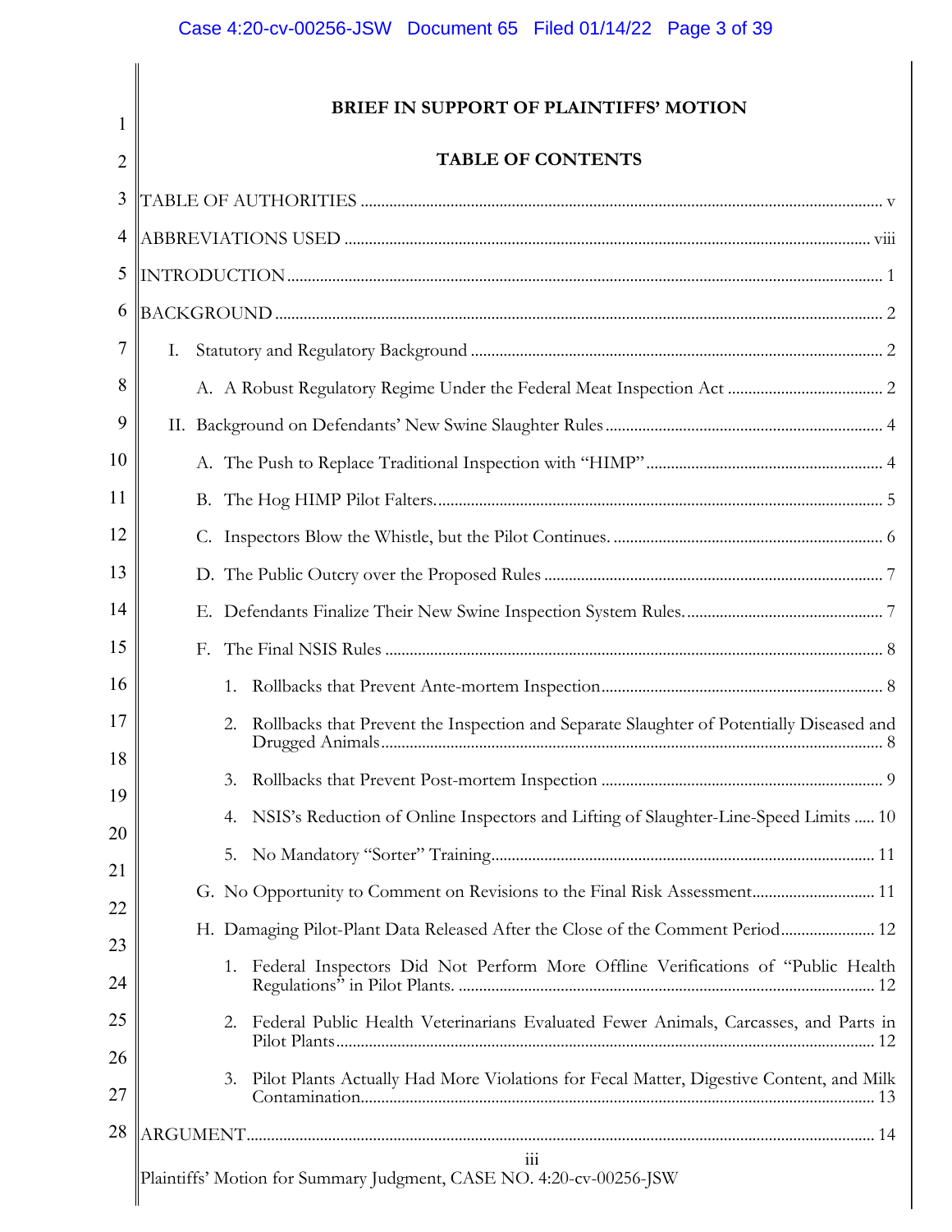**BRIEF IN SUPPORT OF PLAINTIFFS' MOTION**

**TABLE OF CONTENTS**

TABLE OF AUTHORITIES ..... v

ABBREVIATIONS USED ..... viii

INTRODUCTION ..... 1

BACKGROUND ..... 2

- I. Statutory and Regulatory Background ..... 2
  - A. A Robust Regulatory Regime Under the Federal Meat Inspection Act ..... 2
- II. Background on Defendants' New Swine Slaughter Rules ..... 4
  - A. The Push to Replace Traditional Inspection with "HIMP" ..... 4
  - B. The Hog HIMP Pilot Falters. ..... 5
  - C. Inspectors Blow the Whistle, but the Pilot Continues. ..... 6
  - D. The Public Outcry over the Proposed Rules ..... 7
  - E. Defendants Finalize Their New Swine Inspection System Rules. ..... 7
  - F. The Final NSIS Rules ..... 8
    1. Rollbacks that Prevent Ante-mortem Inspection ..... 8
    2. Rollbacks that Prevent the Inspection and Separate Slaughter of Potentially Diseased and Drugged Animals ..... 8
    3. Rollbacks that Prevent Post-mortem Inspection ..... 9
    4. NSIS's Reduction of Online Inspectors and Lifting of Slaughter-Line-Speed Limits ..... 10
    5. No Mandatory "Sorter" Training ..... 11
  - G. No Opportunity to Comment on Revisions to the Final Risk Assessment ..... 11
  - H. Damaging Pilot-Plant Data Released After the Close of the Comment Period ..... 12
    1. Federal Inspectors Did Not Perform More Offline Verifications of "Public Health Regulations" in Pilot Plants. ..... 12
    2. Federal Public Health Veterinarians Evaluated Fewer Animals, Carcasses, and Parts in Pilot Plants ..... 12
    3. Pilot Plants Actually Had More Violations for Fecal Matter, Digestive Content, and Milk Contamination ..... 13

ARGUMENT ..... 14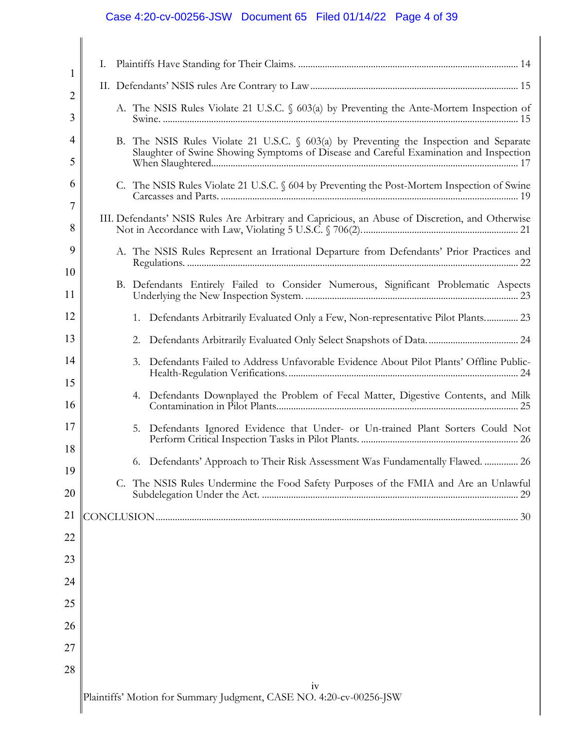I. Plaintiffs Have Standing for Their Claims. .......................................................................................... 14

II. Defendants' NSIS rules Are Contrary to Law ..................................................................................... 15

  A. The NSIS Rules Violate 21 U.S.C. § 603(a) by Preventing the Ante-Mortem Inspection of Swine. .................................................................................................................................. 15

  B. The NSIS Rules Violate 21 U.S.C. § 603(a) by Preventing the Inspection and Separate Slaughter of Swine Showing Symptoms of Disease and Careful Examination and Inspection When Slaughtered............................................................................................................................. 17

  C. The NSIS Rules Violate 21 U.S.C. § 604 by Preventing the Post-Mortem Inspection of Swine Carcasses and Parts. .......................................................................................................... 19

III. Defendants' NSIS Rules Are Arbitrary and Capricious, an Abuse of Discretion, and Otherwise Not in Accordance with Law, Violating 5 U.S.C. § 706(2)................................................................ 21

  A. The NSIS Rules Represent an Irrational Departure from Defendants' Prior Practices and Regulations. ....................................................................................................................... 22

  B. Defendants Entirely Failed to Consider Numerous, Significant Problematic Aspects Underlying the New Inspection System. ........................................................................ 23

    1. Defendants Arbitrarily Evaluated Only a Few, Non-representative Pilot Plants............. 23

    2. Defendants Arbitrarily Evaluated Only Select Snapshots of Data. ..................................... 24

    3. Defendants Failed to Address Unfavorable Evidence About Pilot Plants' Offline Public-Health-Regulation Verifications. .............................................................................................. 24

    4. Defendants Downplayed the Problem of Fecal Matter, Digestive Contents, and Milk Contamination in Pilot Plants.................................................................................................... 25

    5. Defendants Ignored Evidence that Under- or Un-trained Plant Sorters Could Not Perform Critical Inspection Tasks in Pilot Plants. ................................................................. 26

    6. Defendants' Approach to Their Risk Assessment Was Fundamentally Flawed. .............. 26

  C. The NSIS Rules Undermine the Food Safety Purposes of the FMIA and Are an Unlawful Subdelegation Under the Act. .......................................................................................... 29

CONCLUSION..................................................................................................................................... 30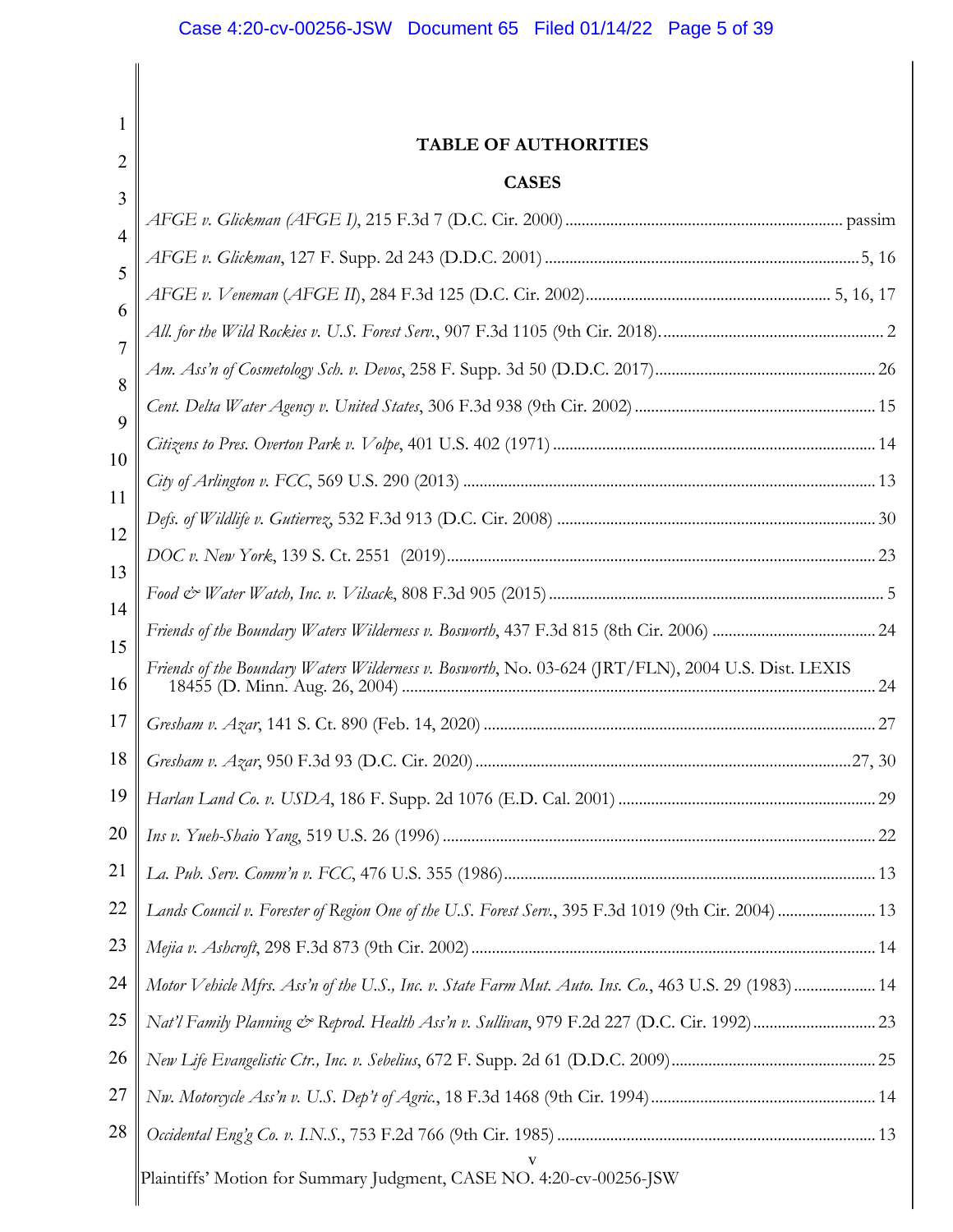## TABLE OF AUTHORITIES

### CASES

*AFGE v. Glickman (AFGE I)*, 215 F.3d 7 (D.C. Cir. 2000) ........ passim

*AFGE v. Glickman*, 127 F. Supp. 2d 243 (D.D.C. 2001) ........ 5, 16

*AFGE v. Veneman (AFGE II)*, 284 F.3d 125 (D.C. Cir. 2002) ........ 5, 16, 17

*All. for the Wild Rockies v. U.S. Forest Serv.*, 907 F.3d 1105 (9th Cir. 2018). ........ 2

*Am. Ass'n of Cosmetology Sch. v. Devos*, 258 F. Supp. 3d 50 (D.D.C. 2017) ........ 26

*Cent. Delta Water Agency v. United States*, 306 F.3d 938 (9th Cir. 2002) ........ 15

*Citizens to Pres. Overton Park v. Volpe*, 401 U.S. 402 (1971) ........ 14

*City of Arlington v. FCC*, 569 U.S. 290 (2013) ........ 13

*Defs. of Wildlife v. Gutierrez*, 532 F.3d 913 (D.C. Cir. 2008) ........ 30

*DOC v. New York*, 139 S. Ct. 2551 (2019) ........ 23

*Food & Water Watch, Inc. v. Vilsack*, 808 F.3d 905 (2015) ........ 5

*Friends of the Boundary Waters Wilderness v. Bosworth*, 437 F.3d 815 (8th Cir. 2006) ........ 24

*Friends of the Boundary Waters Wilderness v. Bosworth*, No. 03-624 (JRT/FLN), 2004 U.S. Dist. LEXIS 18455 (D. Minn. Aug. 26, 2004) ........ 24

*Gresham v. Azar*, 141 S. Ct. 890 (Feb. 14, 2020) ........ 27

*Gresham v. Azar*, 950 F.3d 93 (D.C. Cir. 2020) ........ 27, 30

*Harlan Land Co. v. USDA*, 186 F. Supp. 2d 1076 (E.D. Cal. 2001) ........ 29

*Ins v. Yueh-Shaio Yang*, 519 U.S. 26 (1996) ........ 22

*La. Pub. Serv. Comm'n v. FCC*, 476 U.S. 355 (1986) ........ 13

*Lands Council v. Forester of Region One of the U.S. Forest Serv.*, 395 F.3d 1019 (9th Cir. 2004) ........ 13

*Mejia v. Ashcroft*, 298 F.3d 873 (9th Cir. 2002) ........ 14

*Motor Vehicle Mfrs. Ass'n of the U.S., Inc. v. State Farm Mut. Auto. Ins. Co.*, 463 U.S. 29 (1983) ........ 14

*Nat'l Family Planning & Reprod. Health Ass'n v. Sullivan*, 979 F.2d 227 (D.C. Cir. 1992) ........ 23

*New Life Evangelistic Ctr., Inc. v. Sebelius*, 672 F. Supp. 2d 61 (D.D.C. 2009) ........ 25

*Nw. Motorcycle Ass'n v. U.S. Dep't of Agric.*, 18 F.3d 1468 (9th Cir. 1994) ........ 14

*Occidental Eng'g Co. v. I.N.S.*, 753 F.2d 766 (9th Cir. 1985) ........ 13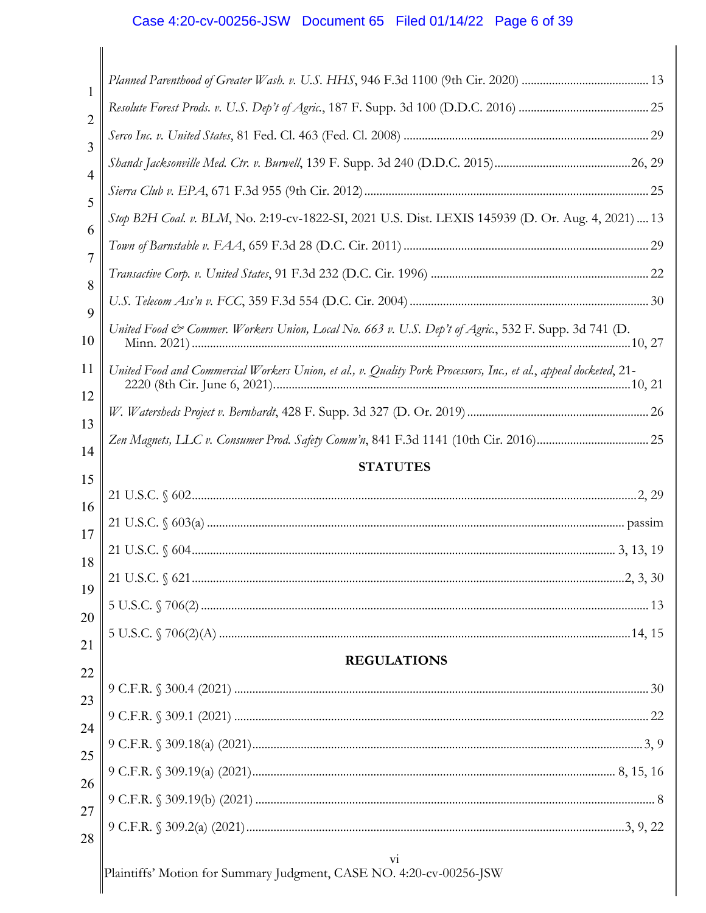*Planned Parenthood of Greater Wash. v. U.S. HHS*, 946 F.3d 1100 (9th Cir. 2020) .......................................... 13

*Resolute Forest Prods. v. U.S. Dep't of Agric.*, 187 F. Supp. 3d 100 (D.D.C. 2016) ........................................... 25

*Serco Inc. v. United States*, 81 Fed. Cl. 463 (Fed. Cl. 2008) ................................................................................ 29

*Shands Jacksonville Med. Ctr. v. Burwell*, 139 F. Supp. 3d 240 (D.D.C. 2015)............................................26, 29

*Sierra Club v. EPA*, 671 F.3d 955 (9th Cir. 2012)............................................................................................. 25

*Stop B2H Coal. v. BLM*, No. 2:19-cv-1822-SI, 2021 U.S. Dist. LEXIS 145939 (D. Or. Aug. 4, 2021) .... 13

*Town of Barnstable v. FAA*, 659 F.3d 28 (D.C. Cir. 2011) ................................................................................ 29

*Transactive Corp. v. United States*, 91 F.3d 232 (D.C. Cir. 1996) ....................................................................... 22

*U.S. Telecom Ass'n v. FCC*, 359 F.3d 554 (D.C. Cir. 2004) .............................................................................. 30

*United Food & Commer. Workers Union, Local No. 663 v. U.S. Dep't of Agric.*, 532 F. Supp. 3d 741 (D. Minn. 2021) ..............................................................................................................................................10, 27

*United Food and Commercial Workers Union, et al., v. Quality Pork Processors, Inc., et al.*, *appeal docketed*, 21-2220 (8th Cir. June 6, 2021)...................................................................................................................10, 21

*W. Watersheds Project v. Bernhardt*, 428 F. Supp. 3d 327 (D. Or. 2019) ........................................................... 26

*Zen Magnets, LLC v. Consumer Prod. Safety Comm'n*, 841 F.3d 1141 (10th Cir. 2016)..................................... 25

## STATUTES

21 U.S.C. § 602...............................................................................................................................................2, 29

21 U.S.C. § 603(a) ....................................................................................................................................... passim

21 U.S.C. § 604......................................................................................................................................... 3, 13, 19

21 U.S.C. § 621............................................................................................................................................2, 3, 30

5 U.S.C. § 706(2) ................................................................................................................................................ 13

5 U.S.C. § 706(2)(A) .....................................................................................................................................14, 15

## REGULATIONS

9 C.F.R. § 300.4 (2021) ..................................................................................................................................... 30

9 C.F.R. § 309.1 (2021) ..................................................................................................................................... 22

9 C.F.R. § 309.18(a) (2021)..............................................................................................................................3, 9

9 C.F.R. § 309.19(a) (2021)...................................................................................................................... 8, 15, 16

9 C.F.R. § 309.19(b) (2021) ................................................................................................................................. 8

9 C.F.R. § 309.2(a) (2021)...........................................................................................................................3, 9, 22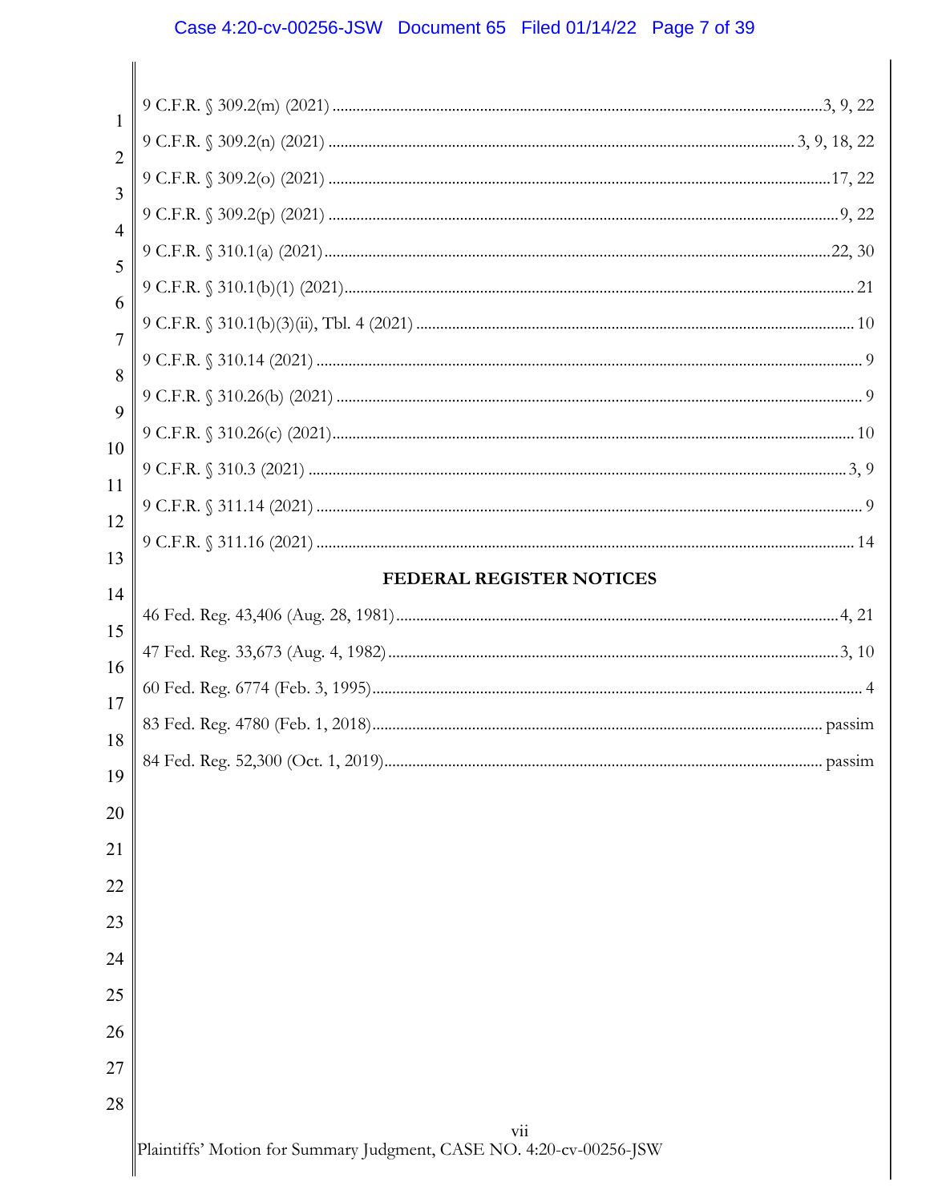9 C.F.R. § 309.2(m) (2021) ............................................................ 3, 9, 22

9 C.F.R. § 309.2(n) (2021) ............................................................ 3, 9, 18, 22

9 C.F.R. § 309.2(o) (2021) ............................................................ 17, 22

9 C.F.R. § 309.2(p) (2021) ............................................................ 9, 22

9 C.F.R. § 310.1(a) (2021) ............................................................ 22, 30

9 C.F.R. § 310.1(b)(1) (2021) ............................................................ 21

9 C.F.R. § 310.1(b)(3)(ii), Tbl. 4 (2021) ............................................................ 10

9 C.F.R. § 310.14 (2021) ............................................................ 9

9 C.F.R. § 310.26(b) (2021) ............................................................ 9

9 C.F.R. § 310.26(c) (2021) ............................................................ 10

9 C.F.R. § 310.3 (2021) ............................................................ 3, 9

9 C.F.R. § 311.14 (2021) ............................................................ 9

9 C.F.R. § 311.16 (2021) ............................................................ 14

## FEDERAL REGISTER NOTICES

46 Fed. Reg. 43,406 (Aug. 28, 1981) ............................................................ 4, 21

47 Fed. Reg. 33,673 (Aug. 4, 1982) ............................................................ 3, 10

60 Fed. Reg. 6774 (Feb. 3, 1995) ............................................................ 4

83 Fed. Reg. 4780 (Feb. 1, 2018) ............................................................ passim

84 Fed. Reg. 52,300 (Oct. 1, 2019) ............................................................ passim

vii

Plaintiffs' Motion for Summary Judgment, CASE NO. 4:20-cv-00256-JSW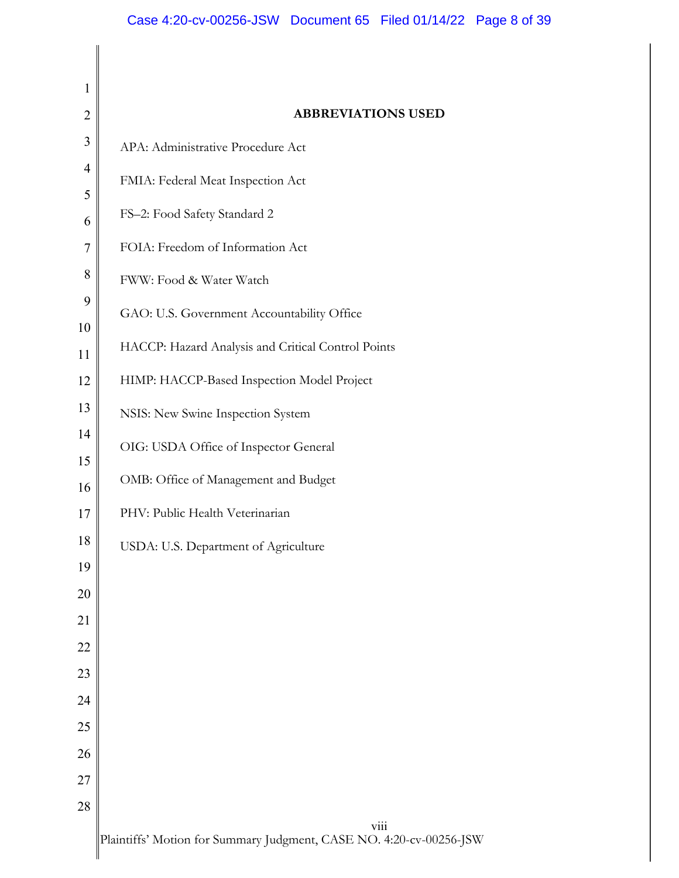## ABBREVIATIONS USED

APA: Administrative Procedure Act

FMIA: Federal Meat Inspection Act

FS–2: Food Safety Standard 2

FOIA: Freedom of Information Act

FWW: Food & Water Watch

GAO: U.S. Government Accountability Office

HACCP: Hazard Analysis and Critical Control Points

HIMP: HACCP-Based Inspection Model Project

NSIS: New Swine Inspection System

OIG: USDA Office of Inspector General

OMB: Office of Management and Budget

PHV: Public Health Veterinarian

USDA: U.S. Department of Agriculture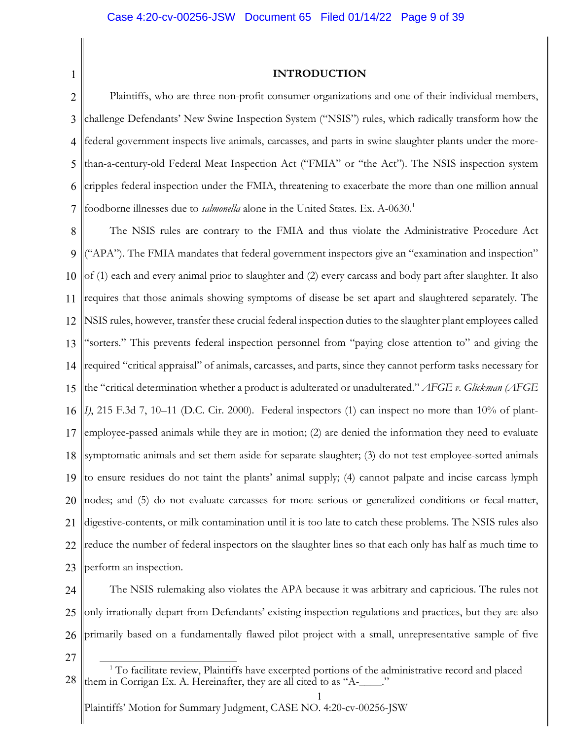## INTRODUCTION

Plaintiffs, who are three non-profit consumer organizations and one of their individual members, challenge Defendants' New Swine Inspection System ("NSIS") rules, which radically transform how the federal government inspects live animals, carcasses, and parts in swine slaughter plants under the more-than-a-century-old Federal Meat Inspection Act ("FMIA" or "the Act"). The NSIS inspection system cripples federal inspection under the FMIA, threatening to exacerbate the more than one million annual foodborne illnesses due to *salmonella* alone in the United States. Ex. A-0630.[1]

The NSIS rules are contrary to the FMIA and thus violate the Administrative Procedure Act ("APA"). The FMIA mandates that federal government inspectors give an "examination and inspection" of (1) each and every animal prior to slaughter and (2) every carcass and body part after slaughter. It also requires that those animals showing symptoms of disease be set apart and slaughtered separately. The NSIS rules, however, transfer these crucial federal inspection duties to the slaughter plant employees called "sorters." This prevents federal inspection personnel from "paying close attention to" and giving the required "critical appraisal" of animals, carcasses, and parts, since they cannot perform tasks necessary for the "critical determination whether a product is adulterated or unadulterated." *AFGE v. Glickman (AFGE I)*, 215 F.3d 7, 10–11 (D.C. Cir. 2000). Federal inspectors (1) can inspect no more than 10% of plant-employee-passed animals while they are in motion; (2) are denied the information they need to evaluate symptomatic animals and set them aside for separate slaughter; (3) do not test employee-sorted animals to ensure residues do not taint the plants' animal supply; (4) cannot palpate and incise carcass lymph nodes; and (5) do not evaluate carcasses for more serious or generalized conditions or fecal-matter, digestive-contents, or milk contamination until it is too late to catch these problems. The NSIS rules also reduce the number of federal inspectors on the slaughter lines so that each only has half as much time to perform an inspection.

The NSIS rulemaking also violates the APA because it was arbitrary and capricious. The rules not only irrationally depart from Defendants' existing inspection regulations and practices, but they are also primarily based on a fundamentally flawed pilot project with a small, unrepresentative sample of five

[1] To facilitate review, Plaintiffs have excerpted portions of the administrative record and placed them in Corrigan Ex. A. Hereinafter, they are all cited to as "A-____."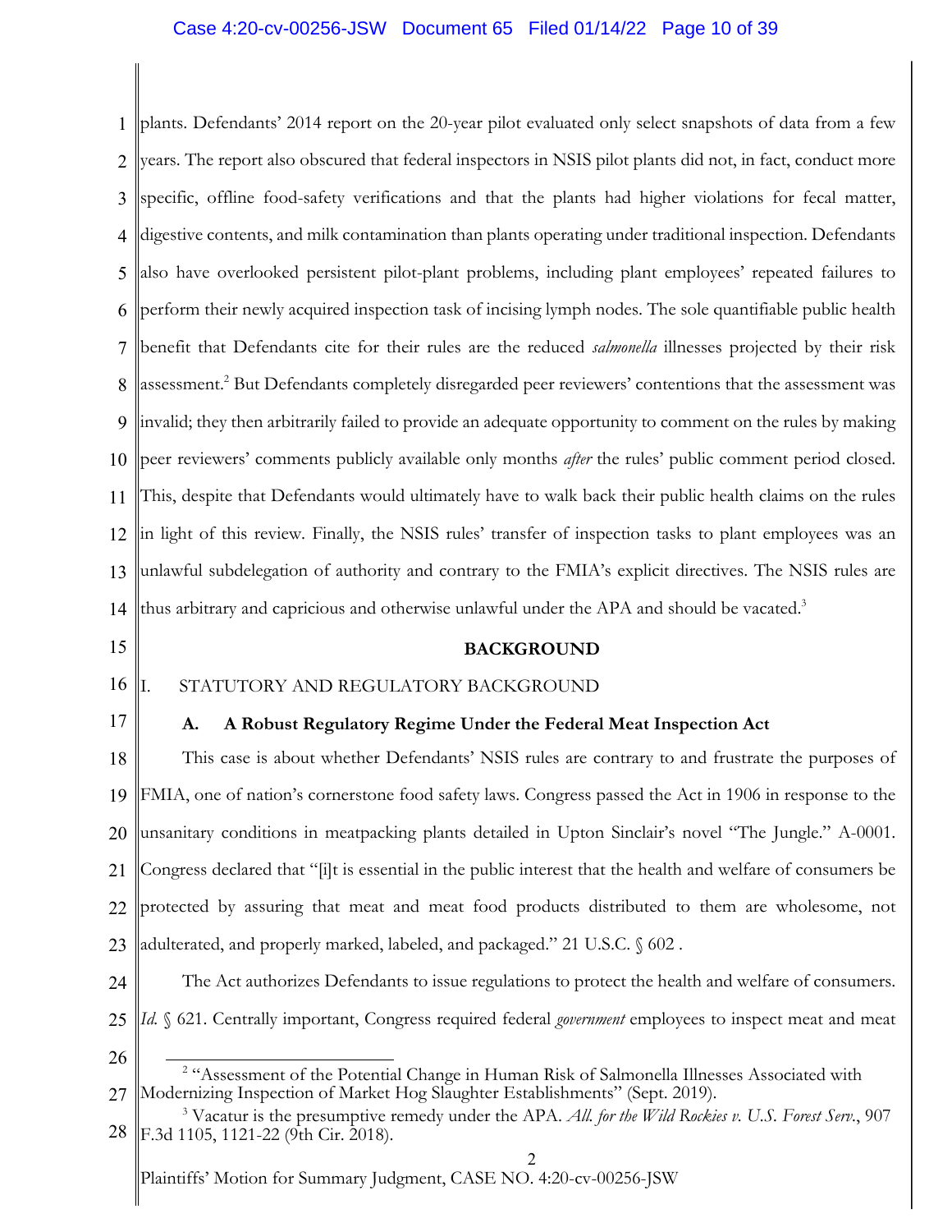plants. Defendants' 2014 report on the 20-year pilot evaluated only select snapshots of data from a few years. The report also obscured that federal inspectors in NSIS pilot plants did not, in fact, conduct more specific, offline food-safety verifications and that the plants had higher violations for fecal matter, digestive contents, and milk contamination than plants operating under traditional inspection. Defendants also have overlooked persistent pilot-plant problems, including plant employees' repeated failures to perform their newly acquired inspection task of incising lymph nodes. The sole quantifiable public health benefit that Defendants cite for their rules are the reduced *salmonella* illnesses projected by their risk assessment.[2] But Defendants completely disregarded peer reviewers' contentions that the assessment was invalid; they then arbitrarily failed to provide an adequate opportunity to comment on the rules by making peer reviewers' comments publicly available only months *after* the rules' public comment period closed. This, despite that Defendants would ultimately have to walk back their public health claims on the rules in light of this review. Finally, the NSIS rules' transfer of inspection tasks to plant employees was an unlawful subdelegation of authority and contrary to the FMIA's explicit directives. The NSIS rules are thus arbitrary and capricious and otherwise unlawful under the APA and should be vacated.[3]

## BACKGROUND

### I. STATUTORY AND REGULATORY BACKGROUND

#### A. A Robust Regulatory Regime Under the Federal Meat Inspection Act

This case is about whether Defendants' NSIS rules are contrary to and frustrate the purposes of FMIA, one of nation's cornerstone food safety laws. Congress passed the Act in 1906 in response to the unsanitary conditions in meatpacking plants detailed in Upton Sinclair's novel "The Jungle." A-0001. Congress declared that "[i]t is essential in the public interest that the health and welfare of consumers be protected by assuring that meat and meat food products distributed to them are wholesome, not adulterated, and properly marked, labeled, and packaged." 21 U.S.C. § 602 .

The Act authorizes Defendants to issue regulations to protect the health and welfare of consumers. *Id.* § 621. Centrally important, Congress required federal *government* employees to inspect meat and meat

---

[2] "Assessment of the Potential Change in Human Risk of Salmonella Illnesses Associated with Modernizing Inspection of Market Hog Slaughter Establishments" (Sept. 2019).

[3] Vacatur is the presumptive remedy under the APA. *All. for the Wild Rockies v. U.S. Forest Serv.*, 907 F.3d 1105, 1121-22 (9th Cir. 2018).

Plaintiffs' Motion for Summary Judgment, CASE NO. 4:20-cv-00256-JSW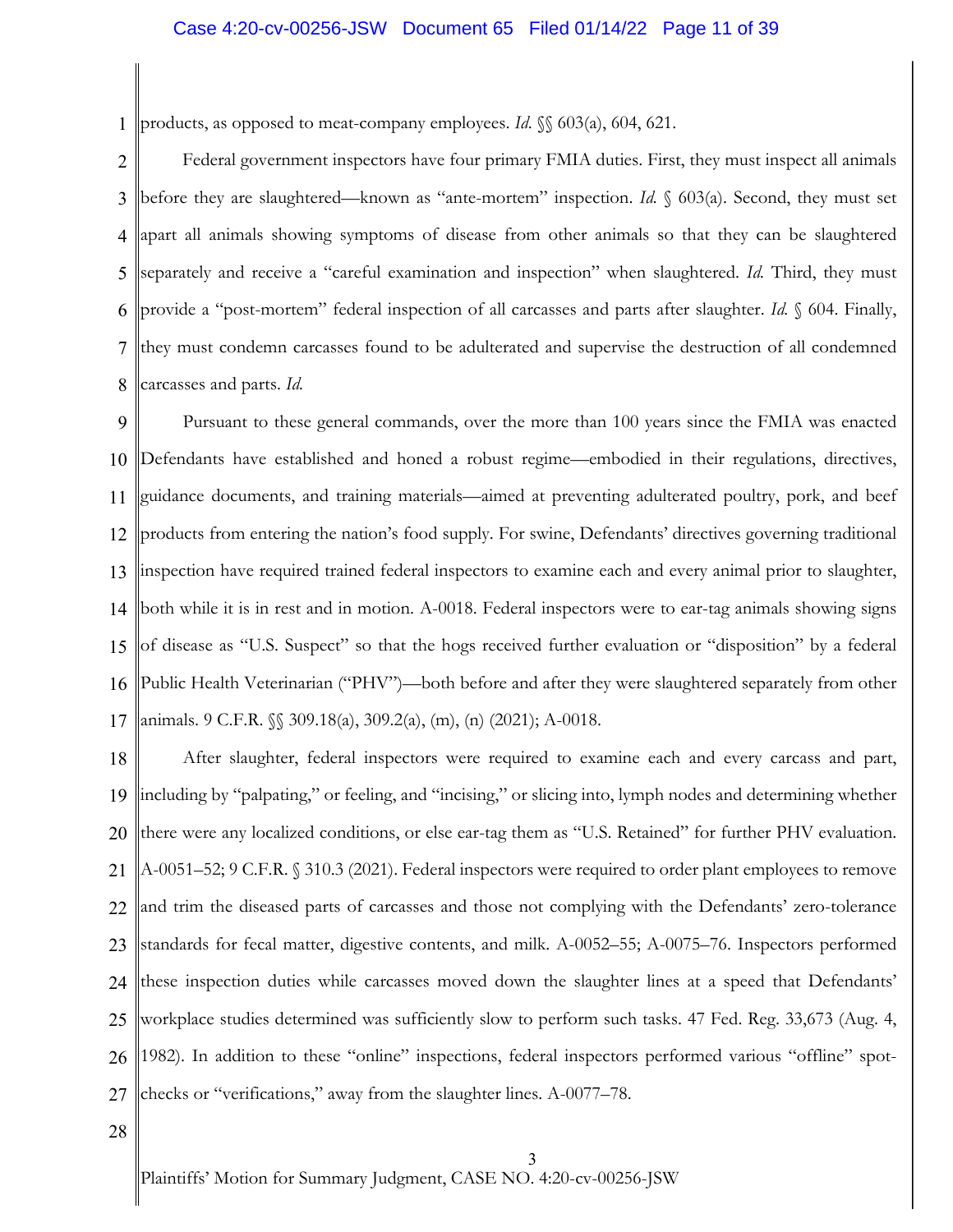products, as opposed to meat-company employees. *Id.* §§ 603(a), 604, 621.

Federal government inspectors have four primary FMIA duties. First, they must inspect all animals before they are slaughtered—known as "ante-mortem" inspection. *Id.* § 603(a). Second, they must set apart all animals showing symptoms of disease from other animals so that they can be slaughtered separately and receive a "careful examination and inspection" when slaughtered. *Id.* Third, they must provide a "post-mortem" federal inspection of all carcasses and parts after slaughter. *Id.* § 604. Finally, they must condemn carcasses found to be adulterated and supervise the destruction of all condemned carcasses and parts. *Id.*

Pursuant to these general commands, over the more than 100 years since the FMIA was enacted Defendants have established and honed a robust regime—embodied in their regulations, directives, guidance documents, and training materials—aimed at preventing adulterated poultry, pork, and beef products from entering the nation's food supply. For swine, Defendants' directives governing traditional inspection have required trained federal inspectors to examine each and every animal prior to slaughter, both while it is in rest and in motion. A-0018. Federal inspectors were to ear-tag animals showing signs of disease as "U.S. Suspect" so that the hogs received further evaluation or "disposition" by a federal Public Health Veterinarian ("PHV")—both before and after they were slaughtered separately from other animals. 9 C.F.R. §§ 309.18(a), 309.2(a), (m), (n) (2021); A-0018.

After slaughter, federal inspectors were required to examine each and every carcass and part, including by "palpating," or feeling, and "incising," or slicing into, lymph nodes and determining whether there were any localized conditions, or else ear-tag them as "U.S. Retained" for further PHV evaluation. A-0051–52; 9 C.F.R. § 310.3 (2021). Federal inspectors were required to order plant employees to remove and trim the diseased parts of carcasses and those not complying with the Defendants' zero-tolerance standards for fecal matter, digestive contents, and milk. A-0052–55; A-0075–76. Inspectors performed these inspection duties while carcasses moved down the slaughter lines at a speed that Defendants' workplace studies determined was sufficiently slow to perform such tasks. 47 Fed. Reg. 33,673 (Aug. 4, 1982). In addition to these "online" inspections, federal inspectors performed various "offline" spot-checks or "verifications," away from the slaughter lines. A-0077–78.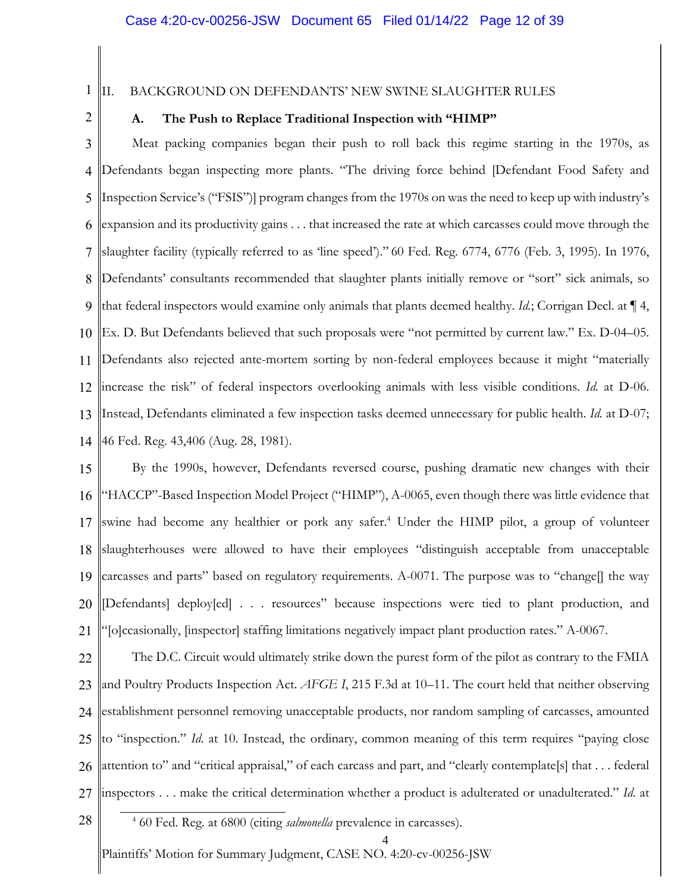## II. BACKGROUND ON DEFENDANTS' NEW SWINE SLAUGHTER RULES

### A. The Push to Replace Traditional Inspection with "HIMP"

Meat packing companies began their push to roll back this regime starting in the 1970s, as Defendants began inspecting more plants. "The driving force behind [Defendant Food Safety and Inspection Service's ("FSIS")] program changes from the 1970s on was the need to keep up with industry's expansion and its productivity gains . . . that increased the rate at which carcasses could move through the slaughter facility (typically referred to as 'line speed')." 60 Fed. Reg. 6774, 6776 (Feb. 3, 1995). In 1976, Defendants' consultants recommended that slaughter plants initially remove or "sort" sick animals, so that federal inspectors would examine only animals that plants deemed healthy. *Id.*; Corrigan Decl. at ¶ 4, Ex. D. But Defendants believed that such proposals were "not permitted by current law." Ex. D-04–05. Defendants also rejected ante-mortem sorting by non-federal employees because it might "materially increase the risk" of federal inspectors overlooking animals with less visible conditions. *Id.* at D-06. Instead, Defendants eliminated a few inspection tasks deemed unnecessary for public health. *Id.* at D-07; 46 Fed. Reg. 43,406 (Aug. 28, 1981).

By the 1990s, however, Defendants reversed course, pushing dramatic new changes with their "HACCP"-Based Inspection Model Project ("HIMP"), A-0065, even though there was little evidence that swine had become any healthier or pork any safer.[4] Under the HIMP pilot, a group of volunteer slaughterhouses were allowed to have their employees "distinguish acceptable from unacceptable carcasses and parts" based on regulatory requirements. A-0071. The purpose was to "change[] the way [Defendants] deploy[ed] . . . resources" because inspections were tied to plant production, and "[o]ccasionally, [inspector] staffing limitations negatively impact plant production rates." A-0067.

The D.C. Circuit would ultimately strike down the purest form of the pilot as contrary to the FMIA and Poultry Products Inspection Act. *AFGE I*, 215 F.3d at 10–11. The court held that neither observing establishment personnel removing unacceptable products, nor random sampling of carcasses, amounted to "inspection." *Id.* at 10. Instead, the ordinary, common meaning of this term requires "paying close attention to" and "critical appraisal," of each carcass and part, and "clearly contemplate[s] that . . . federal inspectors . . . make the critical determination whether a product is adulterated or unadulterated." *Id.* at

---

[4] 60 Fed. Reg. at 6800 (citing *salmonella* prevalence in carcasses).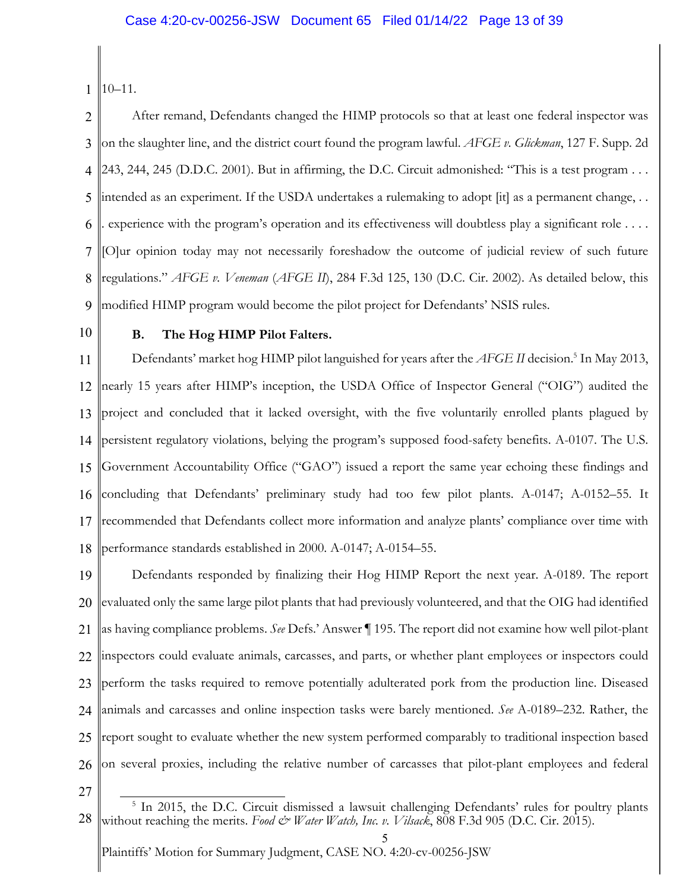10–11.

After remand, Defendants changed the HIMP protocols so that at least one federal inspector was on the slaughter line, and the district court found the program lawful. *AFGE v. Glickman*, 127 F. Supp. 2d 243, 244, 245 (D.D.C. 2001). But in affirming, the D.C. Circuit admonished: "This is a test program . . . intended as an experiment. If the USDA undertakes a rulemaking to adopt [it] as a permanent change, . . . experience with the program's operation and its effectiveness will doubtless play a significant role . . . . [O]ur opinion today may not necessarily foreshadow the outcome of judicial review of such future regulations." *AFGE v. Veneman* (*AFGE II*), 284 F.3d 125, 130 (D.C. Cir. 2002). As detailed below, this modified HIMP program would become the pilot project for Defendants' NSIS rules.

### B. The Hog HIMP Pilot Falters.

Defendants' market hog HIMP pilot languished for years after the *AFGE II* decision.[5] In May 2013, nearly 15 years after HIMP's inception, the USDA Office of Inspector General ("OIG") audited the project and concluded that it lacked oversight, with the five voluntarily enrolled plants plagued by persistent regulatory violations, belying the program's supposed food-safety benefits. A-0107. The U.S. Government Accountability Office ("GAO") issued a report the same year echoing these findings and concluding that Defendants' preliminary study had too few pilot plants. A-0147; A-0152–55. It recommended that Defendants collect more information and analyze plants' compliance over time with performance standards established in 2000. A-0147; A-0154–55.

Defendants responded by finalizing their Hog HIMP Report the next year. A-0189. The report evaluated only the same large pilot plants that had previously volunteered, and that the OIG had identified as having compliance problems. *See* Defs.' Answer ¶ 195. The report did not examine how well pilot-plant inspectors could evaluate animals, carcasses, and parts, or whether plant employees or inspectors could perform the tasks required to remove potentially adulterated pork from the production line. Diseased animals and carcasses and online inspection tasks were barely mentioned. *See* A-0189–232. Rather, the report sought to evaluate whether the new system performed comparably to traditional inspection based on several proxies, including the relative number of carcasses that pilot-plant employees and federal

[5] In 2015, the D.C. Circuit dismissed a lawsuit challenging Defendants' rules for poultry plants without reaching the merits. *Food & Water Watch, Inc. v. Vilsack*, 808 F.3d 905 (D.C. Cir. 2015).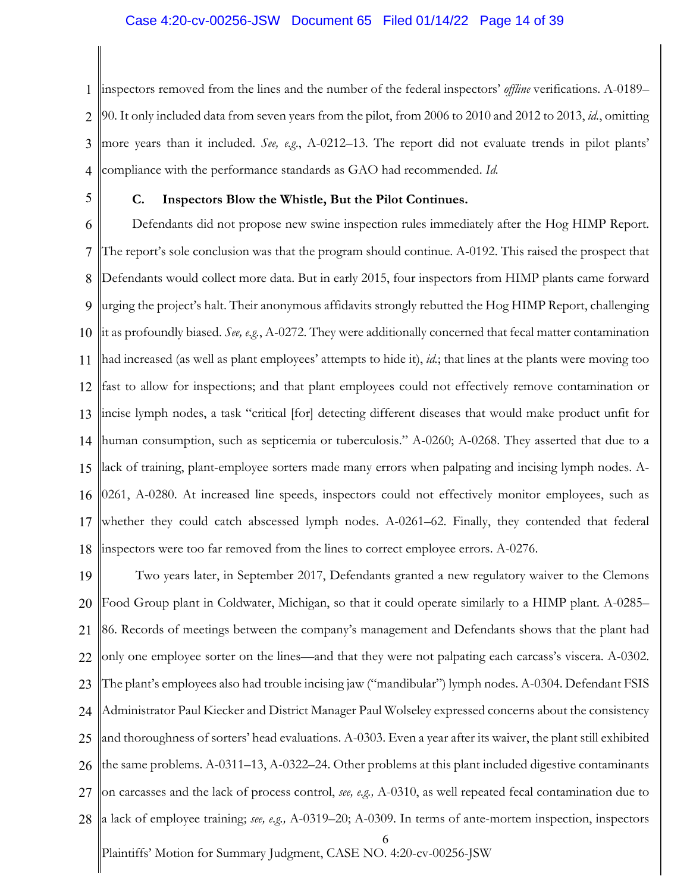inspectors removed from the lines and the number of the federal inspectors' *offline* verifications. A-0189–90. It only included data from seven years from the pilot, from 2006 to 2010 and 2012 to 2013, *id.*, omitting more years than it included. *See, e.g.*, A-0212–13. The report did not evaluate trends in pilot plants' compliance with the performance standards as GAO had recommended. *Id.*

### C. Inspectors Blow the Whistle, But the Pilot Continues.

Defendants did not propose new swine inspection rules immediately after the Hog HIMP Report. The report's sole conclusion was that the program should continue. A-0192. This raised the prospect that Defendants would collect more data. But in early 2015, four inspectors from HIMP plants came forward urging the project's halt. Their anonymous affidavits strongly rebutted the Hog HIMP Report, challenging it as profoundly biased. *See, e.g.*, A-0272. They were additionally concerned that fecal matter contamination had increased (as well as plant employees' attempts to hide it), *id.*; that lines at the plants were moving too fast to allow for inspections; and that plant employees could not effectively remove contamination or incise lymph nodes, a task "critical [for] detecting different diseases that would make product unfit for human consumption, such as septicemia or tuberculosis." A-0260; A-0268. They asserted that due to a lack of training, plant-employee sorters made many errors when palpating and incising lymph nodes. A-0261, A-0280. At increased line speeds, inspectors could not effectively monitor employees, such as whether they could catch abscessed lymph nodes. A-0261–62. Finally, they contended that federal inspectors were too far removed from the lines to correct employee errors. A-0276.

Two years later, in September 2017, Defendants granted a new regulatory waiver to the Clemons Food Group plant in Coldwater, Michigan, so that it could operate similarly to a HIMP plant. A-0285–86. Records of meetings between the company's management and Defendants shows that the plant had only one employee sorter on the lines—and that they were not palpating each carcass's viscera. A-0302. The plant's employees also had trouble incising jaw ("mandibular") lymph nodes. A-0304. Defendant FSIS Administrator Paul Kiecker and District Manager Paul Wolseley expressed concerns about the consistency and thoroughness of sorters' head evaluations. A-0303. Even a year after its waiver, the plant still exhibited the same problems. A-0311–13, A-0322–24. Other problems at this plant included digestive contaminants on carcasses and the lack of process control, *see, e.g.,* A-0310, as well repeated fecal contamination due to a lack of employee training; *see, e.g.,* A-0319–20; A-0309. In terms of ante-mortem inspection, inspectors

Plaintiffs' Motion for Summary Judgment, CASE NO. 4:20-cv-00256-JSW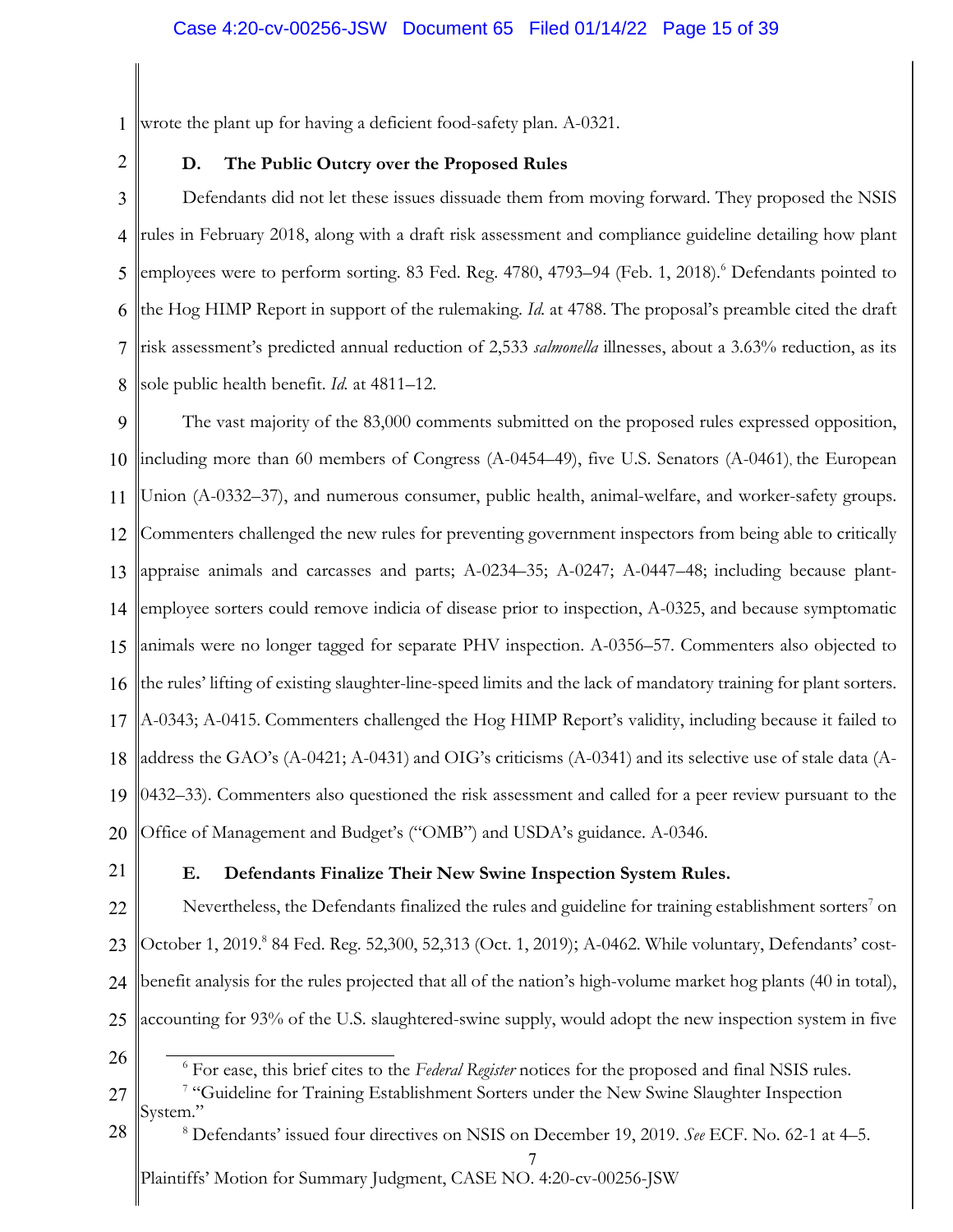wrote the plant up for having a deficient food-safety plan. A-0321.

### D. The Public Outcry over the Proposed Rules

Defendants did not let these issues dissuade them from moving forward. They proposed the NSIS rules in February 2018, along with a draft risk assessment and compliance guideline detailing how plant employees were to perform sorting. 83 Fed. Reg. 4780, 4793–94 (Feb. 1, 2018).[6] Defendants pointed to the Hog HIMP Report in support of the rulemaking. *Id.* at 4788. The proposal's preamble cited the draft risk assessment's predicted annual reduction of 2,533 *salmonella* illnesses, about a 3.63% reduction, as its sole public health benefit. *Id.* at 4811–12.

The vast majority of the 83,000 comments submitted on the proposed rules expressed opposition, including more than 60 members of Congress (A-0454–49), five U.S. Senators (A-0461), the European Union (A-0332–37), and numerous consumer, public health, animal-welfare, and worker-safety groups. Commenters challenged the new rules for preventing government inspectors from being able to critically appraise animals and carcasses and parts; A-0234–35; A-0247; A-0447–48; including because plant-employee sorters could remove indicia of disease prior to inspection, A-0325, and because symptomatic animals were no longer tagged for separate PHV inspection. A-0356–57. Commenters also objected to the rules' lifting of existing slaughter-line-speed limits and the lack of mandatory training for plant sorters. A-0343; A-0415. Commenters challenged the Hog HIMP Report's validity, including because it failed to address the GAO's (A-0421; A-0431) and OIG's criticisms (A-0341) and its selective use of stale data (A-0432–33). Commenters also questioned the risk assessment and called for a peer review pursuant to the Office of Management and Budget's ("OMB") and USDA's guidance. A-0346.

### E. Defendants Finalize Their New Swine Inspection System Rules.

Nevertheless, the Defendants finalized the rules and guideline for training establishment sorters[7] on October 1, 2019.[8] 84 Fed. Reg. 52,300, 52,313 (Oct. 1, 2019); A-0462. While voluntary, Defendants' cost-benefit analysis for the rules projected that all of the nation's high-volume market hog plants (40 in total), accounting for 93% of the U.S. slaughtered-swine supply, would adopt the new inspection system in five

---

[6] For ease, this brief cites to the *Federal Register* notices for the proposed and final NSIS rules.

[7] "Guideline for Training Establishment Sorters under the New Swine Slaughter Inspection System."

[8] Defendants' issued four directives on NSIS on December 19, 2019. *See* ECF. No. 62-1 at 4–5.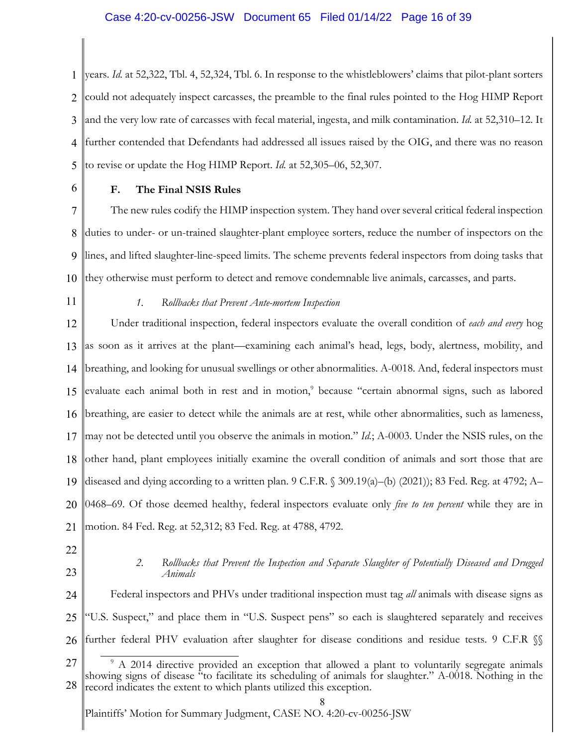years. *Id.* at 52,322, Tbl. 4, 52,324, Tbl. 6. In response to the whistleblowers' claims that pilot-plant sorters could not adequately inspect carcasses, the preamble to the final rules pointed to the Hog HIMP Report and the very low rate of carcasses with fecal material, ingesta, and milk contamination. *Id.* at 52,310–12. It further contended that Defendants had addressed all issues raised by the OIG, and there was no reason to revise or update the Hog HIMP Report. *Id.* at 52,305–06, 52,307.

### F. The Final NSIS Rules

The new rules codify the HIMP inspection system. They hand over several critical federal inspection duties to under- or un-trained slaughter-plant employee sorters, reduce the number of inspectors on the lines, and lifted slaughter-line-speed limits. The scheme prevents federal inspectors from doing tasks that they otherwise must perform to detect and remove condemnable live animals, carcasses, and parts.

#### 1. *Rollbacks that Prevent Ante-mortem Inspection*

Under traditional inspection, federal inspectors evaluate the overall condition of *each and every* hog as soon as it arrives at the plant—examining each animal's head, legs, body, alertness, mobility, and breathing, and looking for unusual swellings or other abnormalities. A-0018. And, federal inspectors must evaluate each animal both in rest and in motion,[9] because "certain abnormal signs, such as labored breathing, are easier to detect while the animals are at rest, while other abnormalities, such as lameness, may not be detected until you observe the animals in motion." *Id.*; A-0003. Under the NSIS rules, on the other hand, plant employees initially examine the overall condition of animals and sort those that are diseased and dying according to a written plan. 9 C.F.R. § 309.19(a)–(b) (2021)); 83 Fed. Reg. at 4792; A–0468–69. Of those deemed healthy, federal inspectors evaluate only *five to ten percent* while they are in motion. 84 Fed. Reg. at 52,312; 83 Fed. Reg. at 4788, 4792.

#### 2. *Rollbacks that Prevent the Inspection and Separate Slaughter of Potentially Diseased and Drugged Animals*

Federal inspectors and PHVs under traditional inspection must tag *all* animals with disease signs as "U.S. Suspect," and place them in "U.S. Suspect pens" so each is slaughtered separately and receives further federal PHV evaluation after slaughter for disease conditions and residue tests. 9 C.F.R §§

[9] A 2014 directive provided an exception that allowed a plant to voluntarily segregate animals showing signs of disease "to facilitate its scheduling of animals for slaughter." A-0018. Nothing in the record indicates the extent to which plants utilized this exception.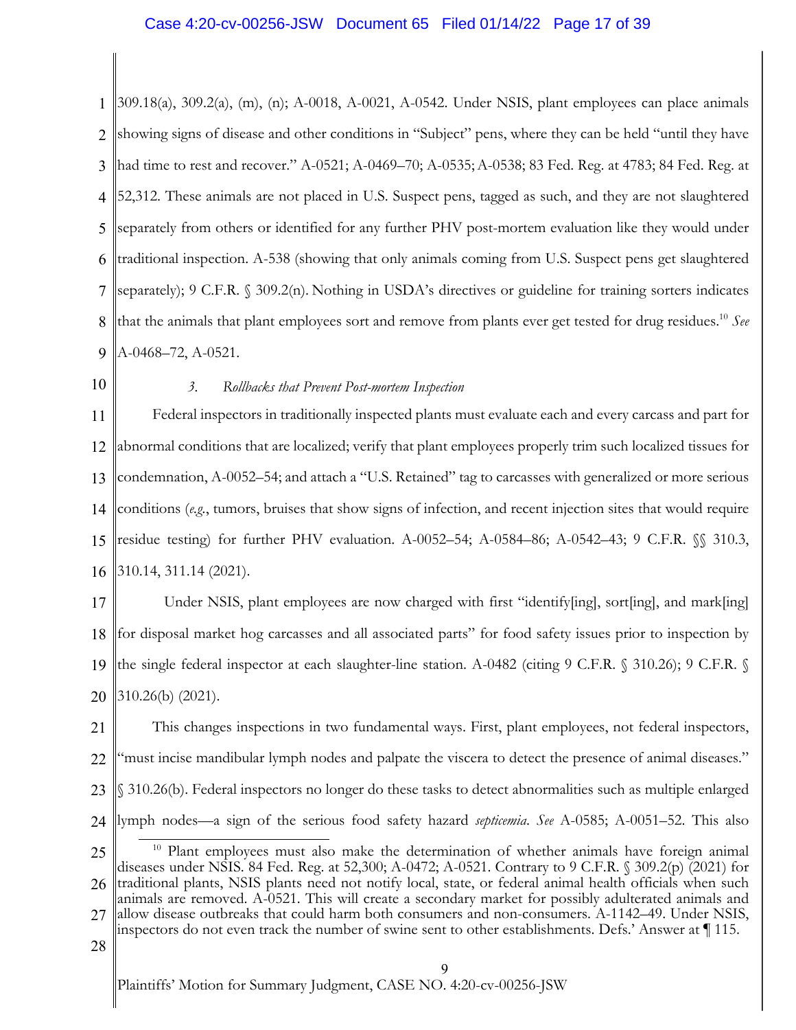309.18(a), 309.2(a), (m), (n); A-0018, A-0021, A-0542. Under NSIS, plant employees can place animals showing signs of disease and other conditions in "Subject" pens, where they can be held "until they have had time to rest and recover." A-0521; A-0469–70; A-0535; A-0538; 83 Fed. Reg. at 4783; 84 Fed. Reg. at 52,312. These animals are not placed in U.S. Suspect pens, tagged as such, and they are not slaughtered separately from others or identified for any further PHV post-mortem evaluation like they would under traditional inspection. A-538 (showing that only animals coming from U.S. Suspect pens get slaughtered separately); 9 C.F.R. § 309.2(n). Nothing in USDA's directives or guideline for training sorters indicates that the animals that plant employees sort and remove from plants ever get tested for drug residues.[10] *See* A-0468–72, A-0521.

### *3. Rollbacks that Prevent Post-mortem Inspection*

Federal inspectors in traditionally inspected plants must evaluate each and every carcass and part for abnormal conditions that are localized; verify that plant employees properly trim such localized tissues for condemnation, A-0052–54; and attach a "U.S. Retained" tag to carcasses with generalized or more serious conditions (*e.g.*, tumors, bruises that show signs of infection, and recent injection sites that would require residue testing) for further PHV evaluation. A-0052–54; A-0584–86; A-0542–43; 9 C.F.R. §§ 310.3, 310.14, 311.14 (2021).

Under NSIS, plant employees are now charged with first "identify[ing], sort[ing], and mark[ing] for disposal market hog carcasses and all associated parts" for food safety issues prior to inspection by the single federal inspector at each slaughter-line station. A-0482 (citing 9 C.F.R. § 310.26); 9 C.F.R. § 310.26(b) (2021).

This changes inspections in two fundamental ways. First, plant employees, not federal inspectors, "must incise mandibular lymph nodes and palpate the viscera to detect the presence of animal diseases." § 310.26(b). Federal inspectors no longer do these tasks to detect abnormalities such as multiple enlarged lymph nodes—a sign of the serious food safety hazard *septicemia*. *See* A-0585; A-0051–52. This also

---

[10] Plant employees must also make the determination of whether animals have foreign animal diseases under NSIS. 84 Fed. Reg. at 52,300; A-0472; A-0521. Contrary to 9 C.F.R. § 309.2(p) (2021) for traditional plants, NSIS plants need not notify local, state, or federal animal health officials when such animals are removed. A-0521. This will create a secondary market for possibly adulterated animals and allow disease outbreaks that could harm both consumers and non-consumers. A-1142–49. Under NSIS, inspectors do not even track the number of swine sent to other establishments. Defs.' Answer at ¶ 115.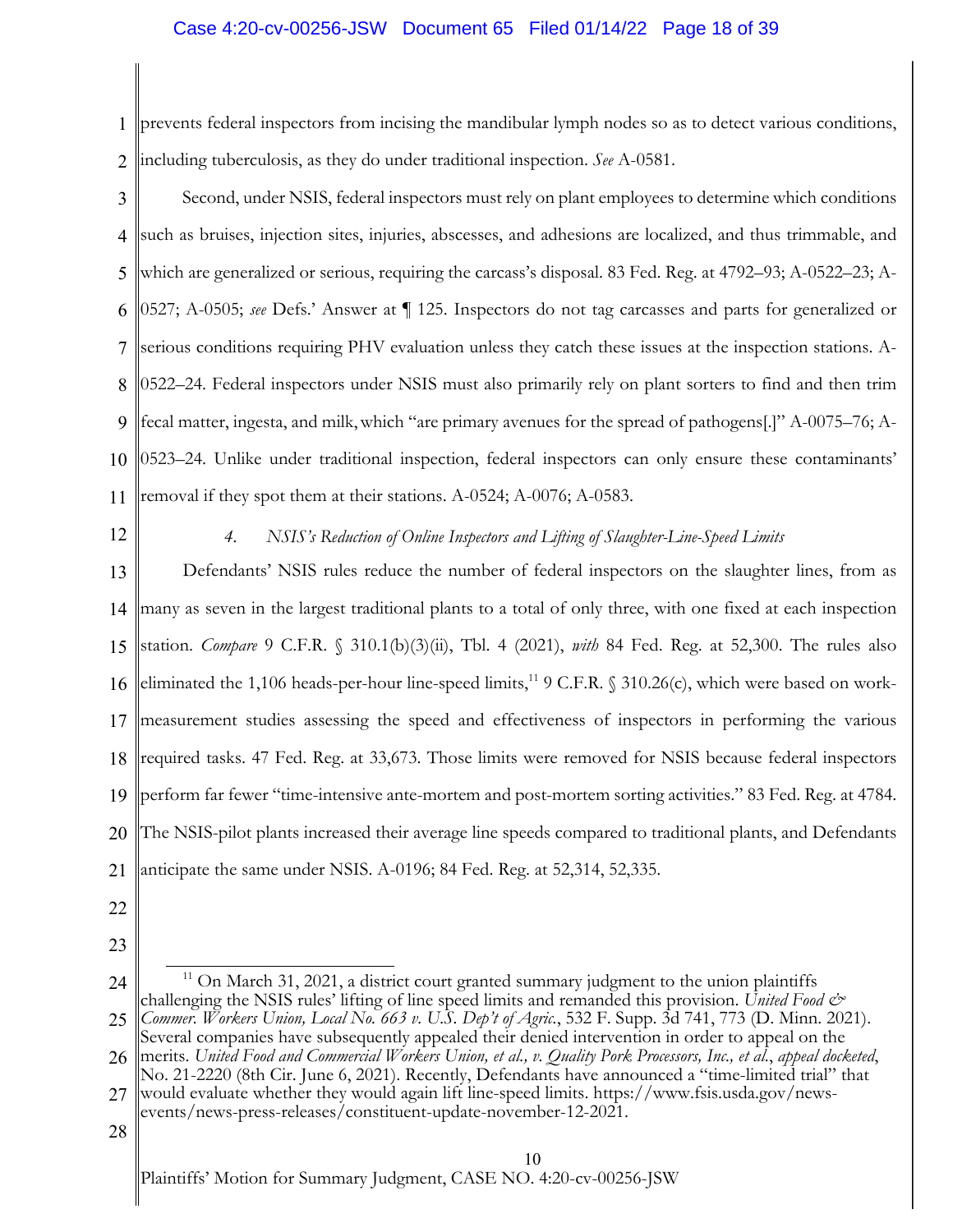prevents federal inspectors from incising the mandibular lymph nodes so as to detect various conditions, including tuberculosis, as they do under traditional inspection. *See* A-0581.

Second, under NSIS, federal inspectors must rely on plant employees to determine which conditions such as bruises, injection sites, injuries, abscesses, and adhesions are localized, and thus trimmable, and which are generalized or serious, requiring the carcass's disposal. 83 Fed. Reg. at 4792–93; A-0522–23; A-0527; A-0505; *see* Defs.' Answer at ¶ 125. Inspectors do not tag carcasses and parts for generalized or serious conditions requiring PHV evaluation unless they catch these issues at the inspection stations. A-0522–24. Federal inspectors under NSIS must also primarily rely on plant sorters to find and then trim fecal matter, ingesta, and milk, which "are primary avenues for the spread of pathogens[.]" A-0075–76; A-0523–24. Unlike under traditional inspection, federal inspectors can only ensure these contaminants' removal if they spot them at their stations. A-0524; A-0076; A-0583.

#### *4. NSIS's Reduction of Online Inspectors and Lifting of Slaughter-Line-Speed Limits*

Defendants' NSIS rules reduce the number of federal inspectors on the slaughter lines, from as many as seven in the largest traditional plants to a total of only three, with one fixed at each inspection station. *Compare* 9 C.F.R. § 310.1(b)(3)(ii), Tbl. 4 (2021), *with* 84 Fed. Reg. at 52,300. The rules also eliminated the 1,106 heads-per-hour line-speed limits,[11] 9 C.F.R. § 310.26(c), which were based on work-measurement studies assessing the speed and effectiveness of inspectors in performing the various required tasks. 47 Fed. Reg. at 33,673. Those limits were removed for NSIS because federal inspectors perform far fewer "time-intensive ante-mortem and post-mortem sorting activities." 83 Fed. Reg. at 4784. The NSIS-pilot plants increased their average line speeds compared to traditional plants, and Defendants anticipate the same under NSIS. A-0196; 84 Fed. Reg. at 52,314, 52,335.

---

[11] On March 31, 2021, a district court granted summary judgment to the union plaintiffs challenging the NSIS rules' lifting of line speed limits and remanded this provision. *United Food & Commer. Workers Union, Local No. 663 v. U.S. Dep't of Agric.*, 532 F. Supp. 3d 741, 773 (D. Minn. 2021). Several companies have subsequently appealed their denied intervention in order to appeal on the merits. *United Food and Commercial Workers Union, et al., v. Quality Pork Processors, Inc., et al.*, *appeal docketed*, No. 21-2220 (8th Cir. June 6, 2021). Recently, Defendants have announced a "time-limited trial" that would evaluate whether they would again lift line-speed limits. https://www.fsis.usda.gov/news-events/news-press-releases/constituent-update-november-12-2021.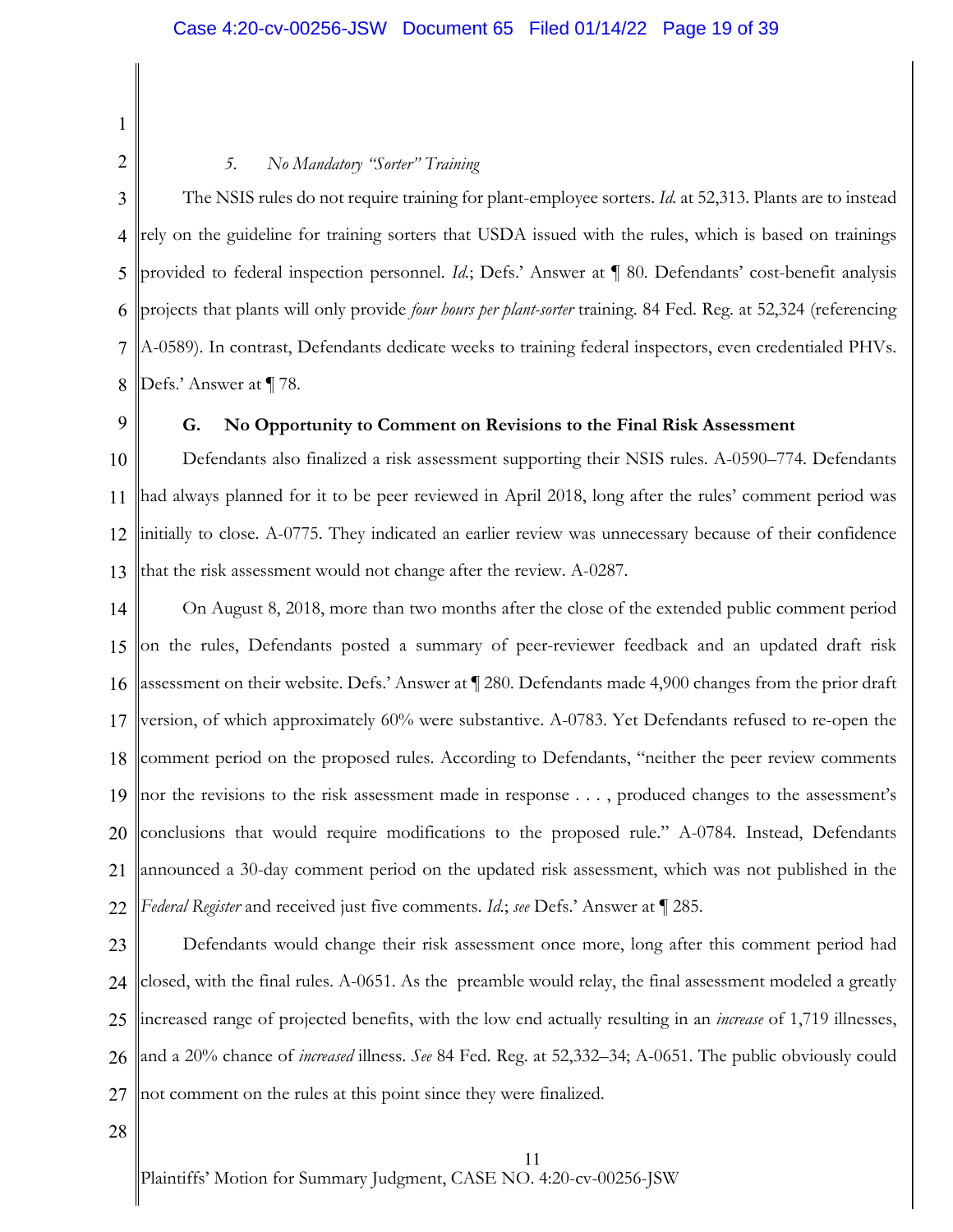#### *5. No Mandatory "Sorter" Training*

The NSIS rules do not require training for plant-employee sorters. *Id.* at 52,313. Plants are to instead rely on the guideline for training sorters that USDA issued with the rules, which is based on trainings provided to federal inspection personnel. *Id.*; Defs.' Answer at ¶ 80. Defendants' cost-benefit analysis projects that plants will only provide *four hours per plant-sorter* training. 84 Fed. Reg. at 52,324 (referencing A-0589). In contrast, Defendants dedicate weeks to training federal inspectors, even credentialed PHVs. Defs.' Answer at ¶ 78.

### G. No Opportunity to Comment on Revisions to the Final Risk Assessment

Defendants also finalized a risk assessment supporting their NSIS rules. A-0590–774. Defendants had always planned for it to be peer reviewed in April 2018, long after the rules' comment period was initially to close. A-0775. They indicated an earlier review was unnecessary because of their confidence that the risk assessment would not change after the review. A-0287.

On August 8, 2018, more than two months after the close of the extended public comment period on the rules, Defendants posted a summary of peer-reviewer feedback and an updated draft risk assessment on their website. Defs.' Answer at ¶ 280. Defendants made 4,900 changes from the prior draft version, of which approximately 60% were substantive. A-0783. Yet Defendants refused to re-open the comment period on the proposed rules. According to Defendants, "neither the peer review comments nor the revisions to the risk assessment made in response . . . , produced changes to the assessment's conclusions that would require modifications to the proposed rule." A-0784. Instead, Defendants announced a 30-day comment period on the updated risk assessment, which was not published in the *Federal Register* and received just five comments. *Id.*; *see* Defs.' Answer at ¶ 285.

Defendants would change their risk assessment once more, long after this comment period had closed, with the final rules. A-0651. As the preamble would relay, the final assessment modeled a greatly increased range of projected benefits, with the low end actually resulting in an *increase* of 1,719 illnesses, and a 20% chance of *increased* illness. *See* 84 Fed. Reg. at 52,332–34; A-0651. The public obviously could not comment on the rules at this point since they were finalized.

Plaintiffs' Motion for Summary Judgment, CASE NO. 4:20-cv-00256-JSW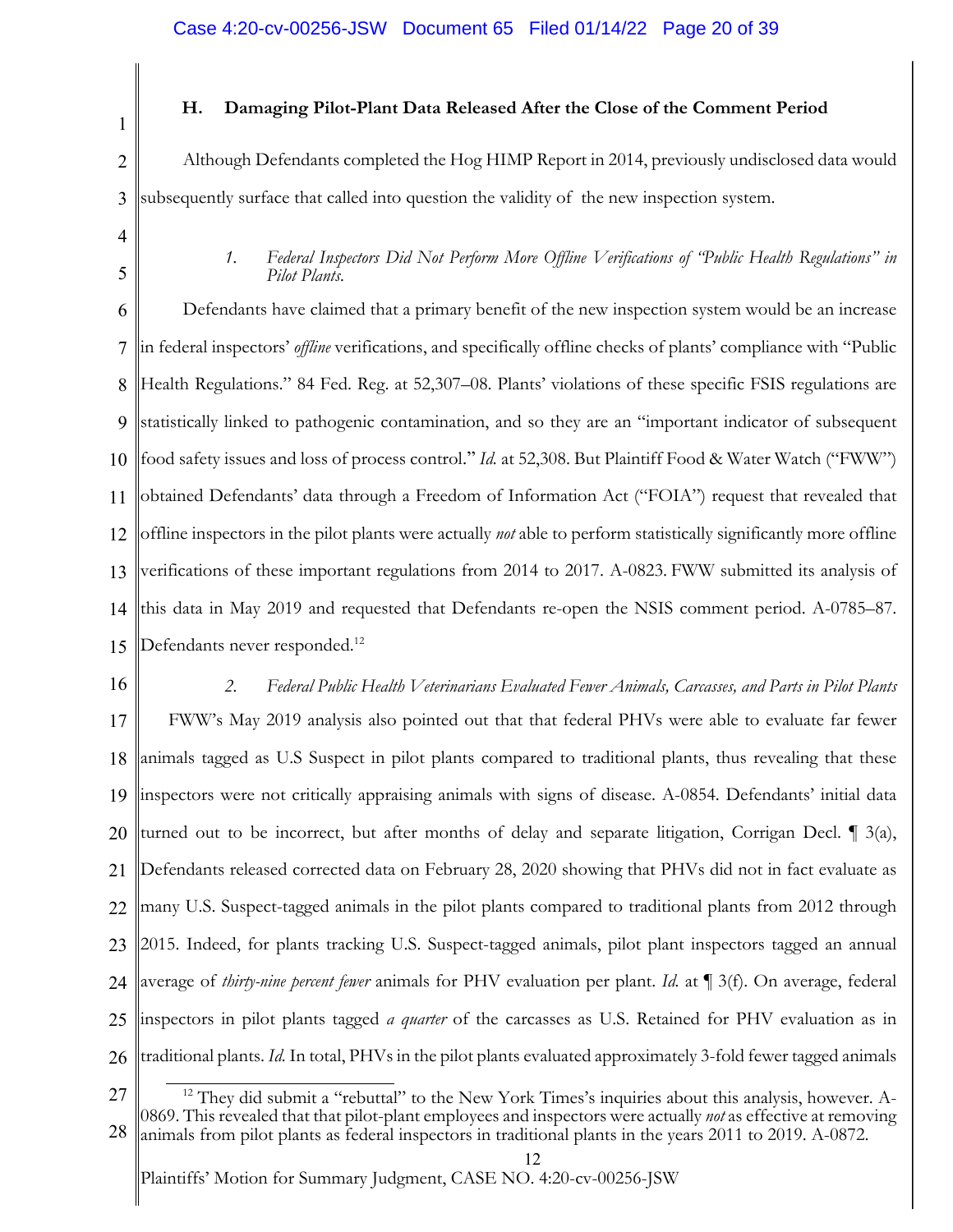### H. Damaging Pilot-Plant Data Released After the Close of the Comment Period

Although Defendants completed the Hog HIMP Report in 2014, previously undisclosed data would subsequently surface that called into question the validity of the new inspection system.

*1. Federal Inspectors Did Not Perform More Offline Verifications of "Public Health Regulations" in Pilot Plants.*

Defendants have claimed that a primary benefit of the new inspection system would be an increase in federal inspectors' *offline* verifications, and specifically offline checks of plants' compliance with "Public Health Regulations." 84 Fed. Reg. at 52,307–08. Plants' violations of these specific FSIS regulations are statistically linked to pathogenic contamination, and so they are an "important indicator of subsequent food safety issues and loss of process control." *Id.* at 52,308. But Plaintiff Food & Water Watch ("FWW") obtained Defendants' data through a Freedom of Information Act ("FOIA") request that revealed that offline inspectors in the pilot plants were actually *not* able to perform statistically significantly more offline verifications of these important regulations from 2014 to 2017. A-0823. FWW submitted its analysis of this data in May 2019 and requested that Defendants re-open the NSIS comment period. A-0785–87. Defendants never responded.[12]

*2. Federal Public Health Veterinarians Evaluated Fewer Animals, Carcasses, and Parts in Pilot Plants*

FWW's May 2019 analysis also pointed out that that federal PHVs were able to evaluate far fewer animals tagged as U.S Suspect in pilot plants compared to traditional plants, thus revealing that these inspectors were not critically appraising animals with signs of disease. A-0854. Defendants' initial data turned out to be incorrect, but after months of delay and separate litigation, Corrigan Decl. ¶ 3(a), Defendants released corrected data on February 28, 2020 showing that PHVs did not in fact evaluate as many U.S. Suspect-tagged animals in the pilot plants compared to traditional plants from 2012 through 2015. Indeed, for plants tracking U.S. Suspect-tagged animals, pilot plant inspectors tagged an annual average of *thirty-nine percent fewer* animals for PHV evaluation per plant. *Id.* at ¶ 3(f). On average, federal inspectors in pilot plants tagged *a quarter* of the carcasses as U.S. Retained for PHV evaluation as in traditional plants. *Id.* In total, PHVs in the pilot plants evaluated approximately 3-fold fewer tagged animals

[12] They did submit a "rebuttal" to the New York Times's inquiries about this analysis, however. A-0869. This revealed that that pilot-plant employees and inspectors were actually *not* as effective at removing animals from pilot plants as federal inspectors in traditional plants in the years 2011 to 2019. A-0872.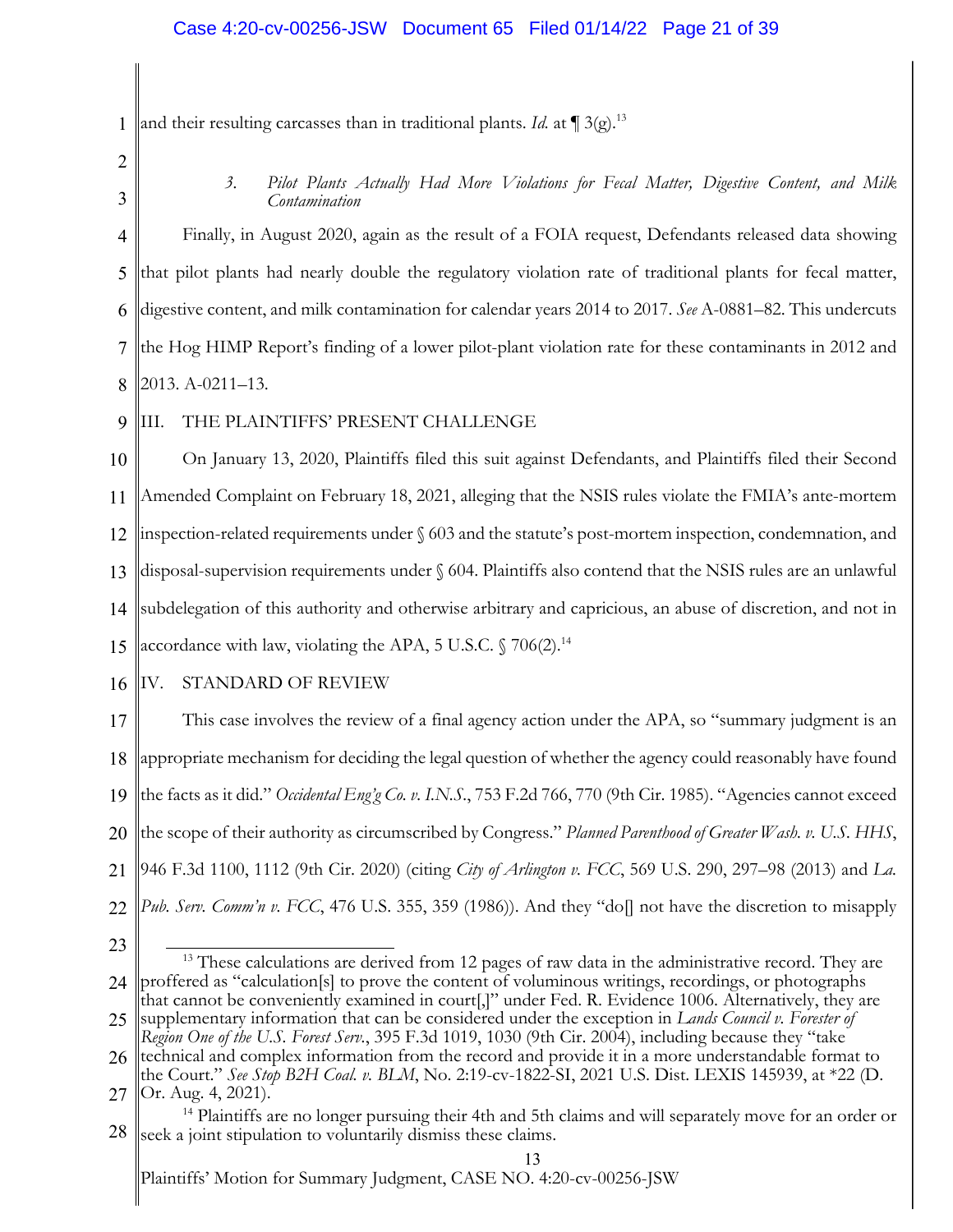and their resulting carcasses than in traditional plants. *Id.* at ¶ 3(g).[13]

*3. Pilot Plants Actually Had More Violations for Fecal Matter, Digestive Content, and Milk Contamination*

Finally, in August 2020, again as the result of a FOIA request, Defendants released data showing that pilot plants had nearly double the regulatory violation rate of traditional plants for fecal matter, digestive content, and milk contamination for calendar years 2014 to 2017. *See* A-0881–82. This undercuts the Hog HIMP Report's finding of a lower pilot-plant violation rate for these contaminants in 2012 and 2013. A-0211–13.

## III. THE PLAINTIFFS' PRESENT CHALLENGE

On January 13, 2020, Plaintiffs filed this suit against Defendants, and Plaintiffs filed their Second Amended Complaint on February 18, 2021, alleging that the NSIS rules violate the FMIA's ante-mortem inspection-related requirements under § 603 and the statute's post-mortem inspection, condemnation, and disposal-supervision requirements under § 604. Plaintiffs also contend that the NSIS rules are an unlawful subdelegation of this authority and otherwise arbitrary and capricious, an abuse of discretion, and not in accordance with law, violating the APA, 5 U.S.C. § 706(2).[14]

## IV. STANDARD OF REVIEW

This case involves the review of a final agency action under the APA, so "summary judgment is an appropriate mechanism for deciding the legal question of whether the agency could reasonably have found the facts as it did." *Occidental Eng'g Co. v. I.N.S.*, 753 F.2d 766, 770 (9th Cir. 1985). "Agencies cannot exceed the scope of their authority as circumscribed by Congress." *Planned Parenthood of Greater Wash. v. U.S. HHS*, 946 F.3d 1100, 1112 (9th Cir. 2020) (citing *City of Arlington v. FCC*, 569 U.S. 290, 297–98 (2013) and *La. Pub. Serv. Comm'n v. FCC*, 476 U.S. 355, 359 (1986)). And they "do[] not have the discretion to misapply

---

[13] These calculations are derived from 12 pages of raw data in the administrative record. They are proffered as "calculation[s] to prove the content of voluminous writings, recordings, or photographs that cannot be conveniently examined in court[,]" under Fed. R. Evidence 1006. Alternatively, they are supplementary information that can be considered under the exception in *Lands Council v. Forester of Region One of the U.S. Forest Serv.*, 395 F.3d 1019, 1030 (9th Cir. 2004), including because they "take technical and complex information from the record and provide it in a more understandable format to the Court." *See Stop B2H Coal. v. BLM*, No. 2:19-cv-1822-SI, 2021 U.S. Dist. LEXIS 145939, at *22 (D. Or. Aug. 4, 2021).

[14] Plaintiffs are no longer pursuing their 4th and 5th claims and will separately move for an order or seek a joint stipulation to voluntarily dismiss these claims.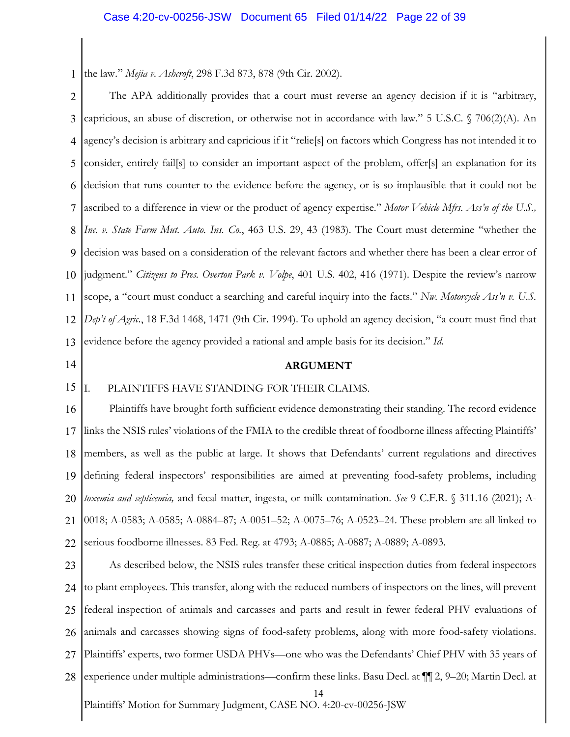the law." *Mejia v. Ashcroft*, 298 F.3d 873, 878 (9th Cir. 2002).

The APA additionally provides that a court must reverse an agency decision if it is "arbitrary, capricious, an abuse of discretion, or otherwise not in accordance with law." 5 U.S.C. § 706(2)(A). An agency's decision is arbitrary and capricious if it "relie[s] on factors which Congress has not intended it to consider, entirely fail[s] to consider an important aspect of the problem, offer[s] an explanation for its decision that runs counter to the evidence before the agency, or is so implausible that it could not be ascribed to a difference in view or the product of agency expertise." *Motor Vehicle Mfrs. Ass'n of the U.S., Inc. v. State Farm Mut. Auto. Ins. Co.*, 463 U.S. 29, 43 (1983). The Court must determine "whether the decision was based on a consideration of the relevant factors and whether there has been a clear error of judgment." *Citizens to Pres. Overton Park v. Volpe*, 401 U.S. 402, 416 (1971). Despite the review's narrow scope, a "court must conduct a searching and careful inquiry into the facts." *Nw. Motorcycle Ass'n v. U.S. Dep't of Agric.*, 18 F.3d 1468, 1471 (9th Cir. 1994). To uphold an agency decision, "a court must find that evidence before the agency provided a rational and ample basis for its decision." *Id.*

## ARGUMENT

### I. PLAINTIFFS HAVE STANDING FOR THEIR CLAIMS.

Plaintiffs have brought forth sufficient evidence demonstrating their standing. The record evidence links the NSIS rules' violations of the FMIA to the credible threat of foodborne illness affecting Plaintiffs' members, as well as the public at large. It shows that Defendants' current regulations and directives defining federal inspectors' responsibilities are aimed at preventing food-safety problems, including *toxemia and septicemia,* and fecal matter, ingesta, or milk contamination. *See* 9 C.F.R. § 311.16 (2021); A-0018; A-0583; A-0585; A-0884–87; A-0051–52; A-0075–76; A-0523–24. These problem are all linked to serious foodborne illnesses. 83 Fed. Reg. at 4793; A-0885; A-0887; A-0889; A-0893.

As described below, the NSIS rules transfer these critical inspection duties from federal inspectors to plant employees. This transfer, along with the reduced numbers of inspectors on the lines, will prevent federal inspection of animals and carcasses and parts and result in fewer federal PHV evaluations of animals and carcasses showing signs of food-safety problems, along with more food-safety violations. Plaintiffs' experts, two former USDA PHVs—one who was the Defendants' Chief PHV with 35 years of experience under multiple administrations—confirm these links. Basu Decl. at ¶¶ 2, 9–20; Martin Decl. at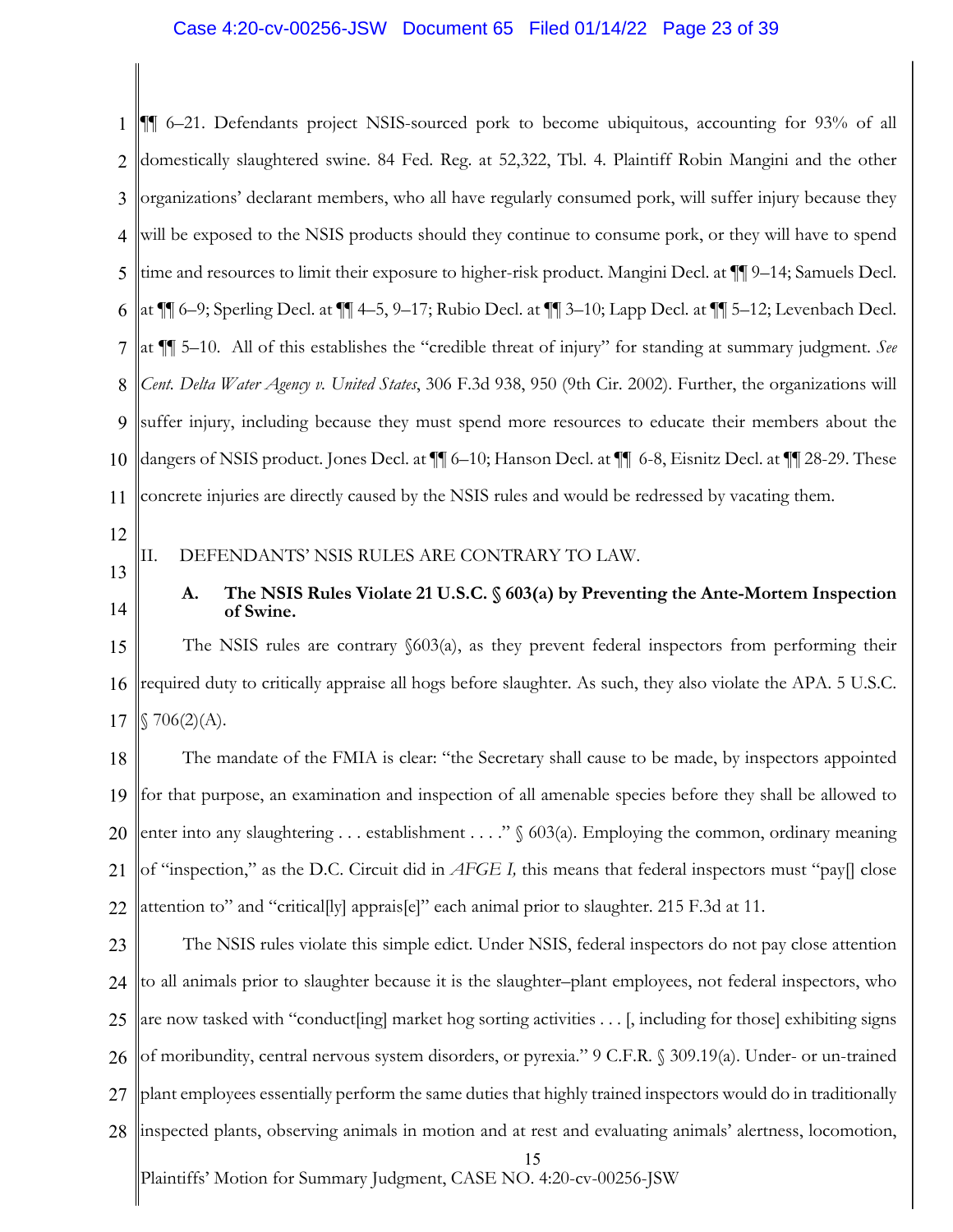¶¶ 6–21. Defendants project NSIS-sourced pork to become ubiquitous, accounting for 93% of all domestically slaughtered swine. 84 Fed. Reg. at 52,322, Tbl. 4. Plaintiff Robin Mangini and the other organizations' declarant members, who all have regularly consumed pork, will suffer injury because they will be exposed to the NSIS products should they continue to consume pork, or they will have to spend time and resources to limit their exposure to higher-risk product. Mangini Decl. at ¶¶ 9–14; Samuels Decl. at ¶¶ 6–9; Sperling Decl. at ¶¶ 4–5, 9–17; Rubio Decl. at ¶¶ 3–10; Lapp Decl. at ¶¶ 5–12; Levenbach Decl. at ¶¶ 5–10. All of this establishes the "credible threat of injury" for standing at summary judgment. *See Cent. Delta Water Agency v. United States*, 306 F.3d 938, 950 (9th Cir. 2002). Further, the organizations will suffer injury, including because they must spend more resources to educate their members about the dangers of NSIS product. Jones Decl. at ¶¶ 6–10; Hanson Decl. at ¶¶ 6-8, Eisnitz Decl. at ¶¶ 28-29. These concrete injuries are directly caused by the NSIS rules and would be redressed by vacating them.

## II. DEFENDANTS' NSIS RULES ARE CONTRARY TO LAW.

### A. The NSIS Rules Violate 21 U.S.C. § 603(a) by Preventing the Ante-Mortem Inspection of Swine.

The NSIS rules are contrary §603(a), as they prevent federal inspectors from performing their required duty to critically appraise all hogs before slaughter. As such, they also violate the APA. 5 U.S.C. § 706(2)(A).

The mandate of the FMIA is clear: "the Secretary shall cause to be made, by inspectors appointed for that purpose, an examination and inspection of all amenable species before they shall be allowed to enter into any slaughtering . . . establishment . . . ." § 603(a). Employing the common, ordinary meaning of "inspection," as the D.C. Circuit did in *AFGE I,* this means that federal inspectors must "pay[] close attention to" and "critical[ly] apprais[e]" each animal prior to slaughter. 215 F.3d at 11.

The NSIS rules violate this simple edict. Under NSIS, federal inspectors do not pay close attention to all animals prior to slaughter because it is the slaughter–plant employees, not federal inspectors, who are now tasked with "conduct[ing] market hog sorting activities . . . [, including for those] exhibiting signs of moribundity, central nervous system disorders, or pyrexia." 9 C.F.R. § 309.19(a). Under- or un-trained plant employees essentially perform the same duties that highly trained inspectors would do in traditionally inspected plants, observing animals in motion and at rest and evaluating animals' alertness, locomotion,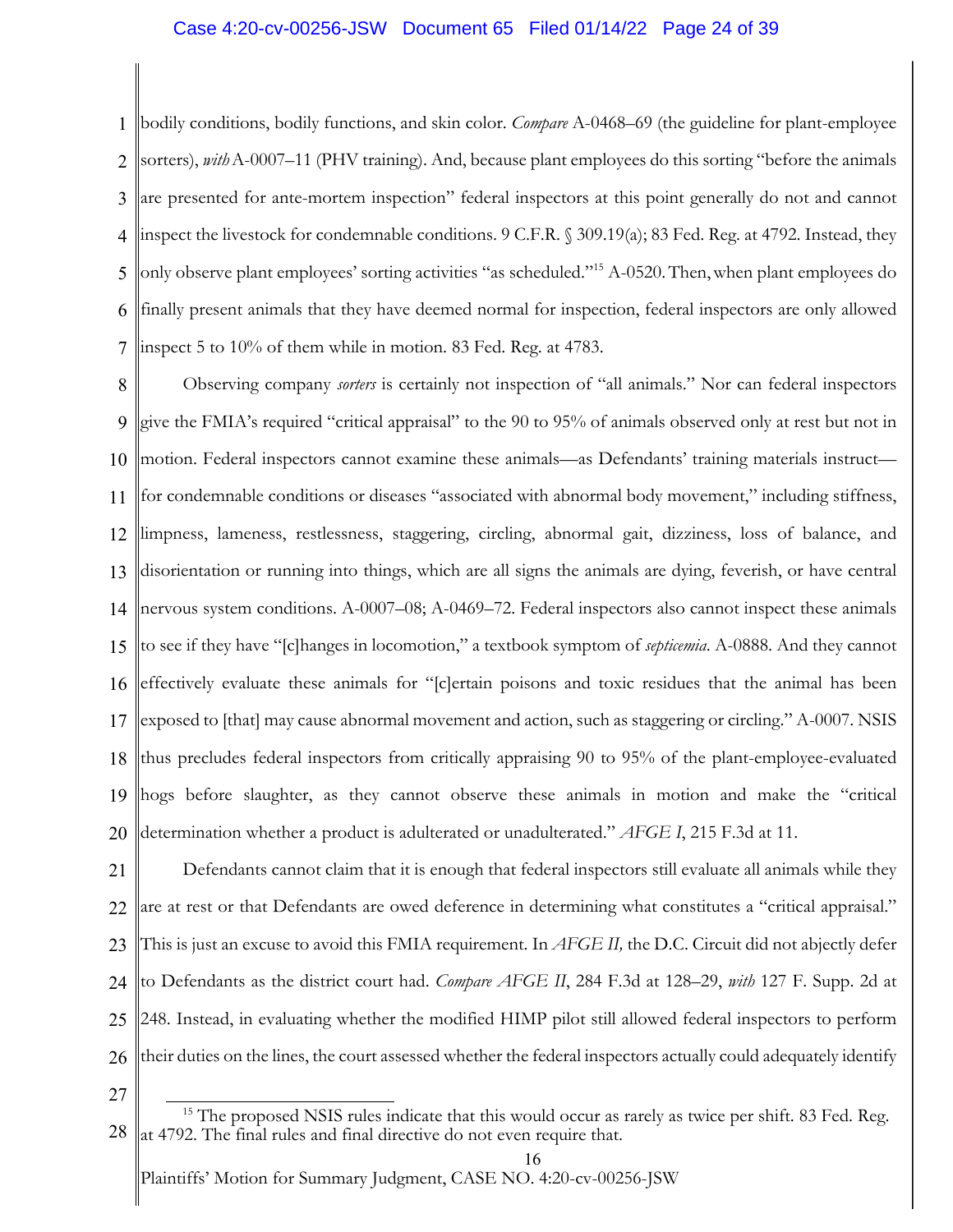bodily conditions, bodily functions, and skin color. *Compare* A-0468–69 (the guideline for plant-employee sorters), *with* A-0007–11 (PHV training). And, because plant employees do this sorting "before the animals are presented for ante-mortem inspection" federal inspectors at this point generally do not and cannot inspect the livestock for condemnable conditions. 9 C.F.R. § 309.19(a); 83 Fed. Reg. at 4792. Instead, they only observe plant employees' sorting activities "as scheduled."[15] A-0520. Then, when plant employees do finally present animals that they have deemed normal for inspection, federal inspectors are only allowed inspect 5 to 10% of them while in motion. 83 Fed. Reg. at 4783.

Observing company *sorters* is certainly not inspection of "all animals." Nor can federal inspectors give the FMIA's required "critical appraisal" to the 90 to 95% of animals observed only at rest but not in motion. Federal inspectors cannot examine these animals—as Defendants' training materials instruct—for condemnable conditions or diseases "associated with abnormal body movement," including stiffness, limpness, lameness, restlessness, staggering, circling, abnormal gait, dizziness, loss of balance, and disorientation or running into things, which are all signs the animals are dying, feverish, or have central nervous system conditions. A-0007–08; A-0469–72. Federal inspectors also cannot inspect these animals to see if they have "[c]hanges in locomotion," a textbook symptom of *septicemia*. A-0888. And they cannot effectively evaluate these animals for "[c]ertain poisons and toxic residues that the animal has been exposed to [that] may cause abnormal movement and action, such as staggering or circling." A-0007. NSIS thus precludes federal inspectors from critically appraising 90 to 95% of the plant-employee-evaluated hogs before slaughter, as they cannot observe these animals in motion and make the "critical determination whether a product is adulterated or unadulterated." *AFGE I*, 215 F.3d at 11.

Defendants cannot claim that it is enough that federal inspectors still evaluate all animals while they are at rest or that Defendants are owed deference in determining what constitutes a "critical appraisal." This is just an excuse to avoid this FMIA requirement. In *AFGE II,* the D.C. Circuit did not abjectly defer to Defendants as the district court had. *Compare AFGE II*, 284 F.3d at 128–29, *with* 127 F. Supp. 2d at 248. Instead, in evaluating whether the modified HIMP pilot still allowed federal inspectors to perform their duties on the lines, the court assessed whether the federal inspectors actually could adequately identify

---

[15] The proposed NSIS rules indicate that this would occur as rarely as twice per shift. 83 Fed. Reg. at 4792. The final rules and final directive do not even require that.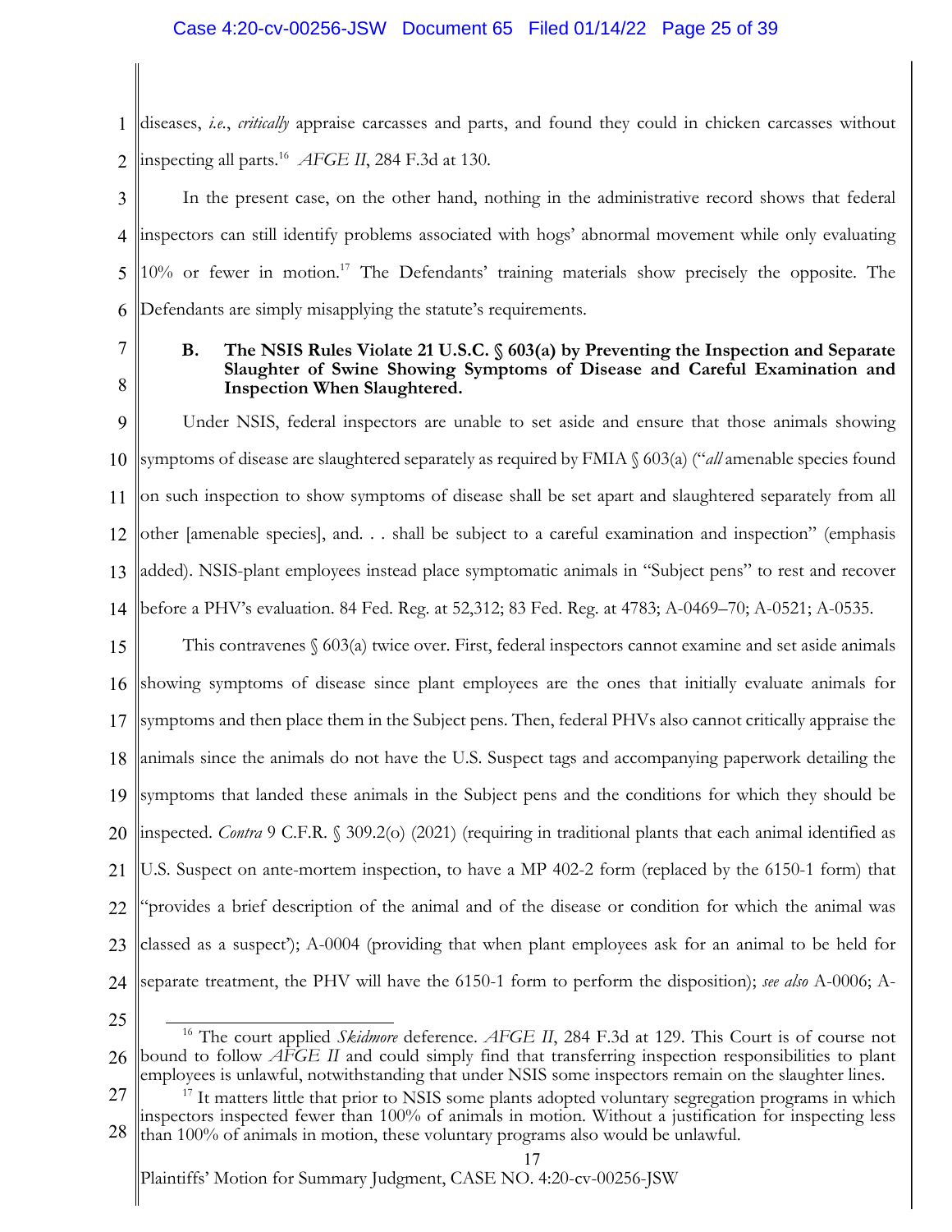diseases, *i.e.*, *critically* appraise carcasses and parts, and found they could in chicken carcasses without inspecting all parts.[16] *AFGE II*, 284 F.3d at 130.

In the present case, on the other hand, nothing in the administrative record shows that federal inspectors can still identify problems associated with hogs' abnormal movement while only evaluating 10% or fewer in motion.[17] The Defendants' training materials show precisely the opposite. The Defendants are simply misapplying the statute's requirements.

### B. The NSIS Rules Violate 21 U.S.C. § 603(a) by Preventing the Inspection and Separate Slaughter of Swine Showing Symptoms of Disease and Careful Examination and Inspection When Slaughtered.

Under NSIS, federal inspectors are unable to set aside and ensure that those animals showing symptoms of disease are slaughtered separately as required by FMIA § 603(a) ("*all* amenable species found on such inspection to show symptoms of disease shall be set apart and slaughtered separately from all other [amenable species], and. . . shall be subject to a careful examination and inspection" (emphasis added). NSIS-plant employees instead place symptomatic animals in "Subject pens" to rest and recover before a PHV's evaluation. 84 Fed. Reg. at 52,312; 83 Fed. Reg. at 4783; A-0469–70; A-0521; A-0535.

This contravenes § 603(a) twice over. First, federal inspectors cannot examine and set aside animals showing symptoms of disease since plant employees are the ones that initially evaluate animals for symptoms and then place them in the Subject pens. Then, federal PHVs also cannot critically appraise the animals since the animals do not have the U.S. Suspect tags and accompanying paperwork detailing the symptoms that landed these animals in the Subject pens and the conditions for which they should be inspected. *Contra* 9 C.F.R. § 309.2(o) (2021) (requiring in traditional plants that each animal identified as U.S. Suspect on ante-mortem inspection, to have a MP 402-2 form (replaced by the 6150-1 form) that "provides a brief description of the animal and of the disease or condition for which the animal was classed as a suspect"); A-0004 (providing that when plant employees ask for an animal to be held for separate treatment, the PHV will have the 6150-1 form to perform the disposition); *see also* A-0006; A-

---

[16] The court applied *Skidmore* deference. *AFGE II*, 284 F.3d at 129. This Court is of course not bound to follow *AFGE II* and could simply find that transferring inspection responsibilities to plant employees is unlawful, notwithstanding that under NSIS some inspectors remain on the slaughter lines.

[17] It matters little that prior to NSIS some plants adopted voluntary segregation programs in which inspectors inspected fewer than 100% of animals in motion. Without a justification for inspecting less than 100% of animals in motion, these voluntary programs also would be unlawful.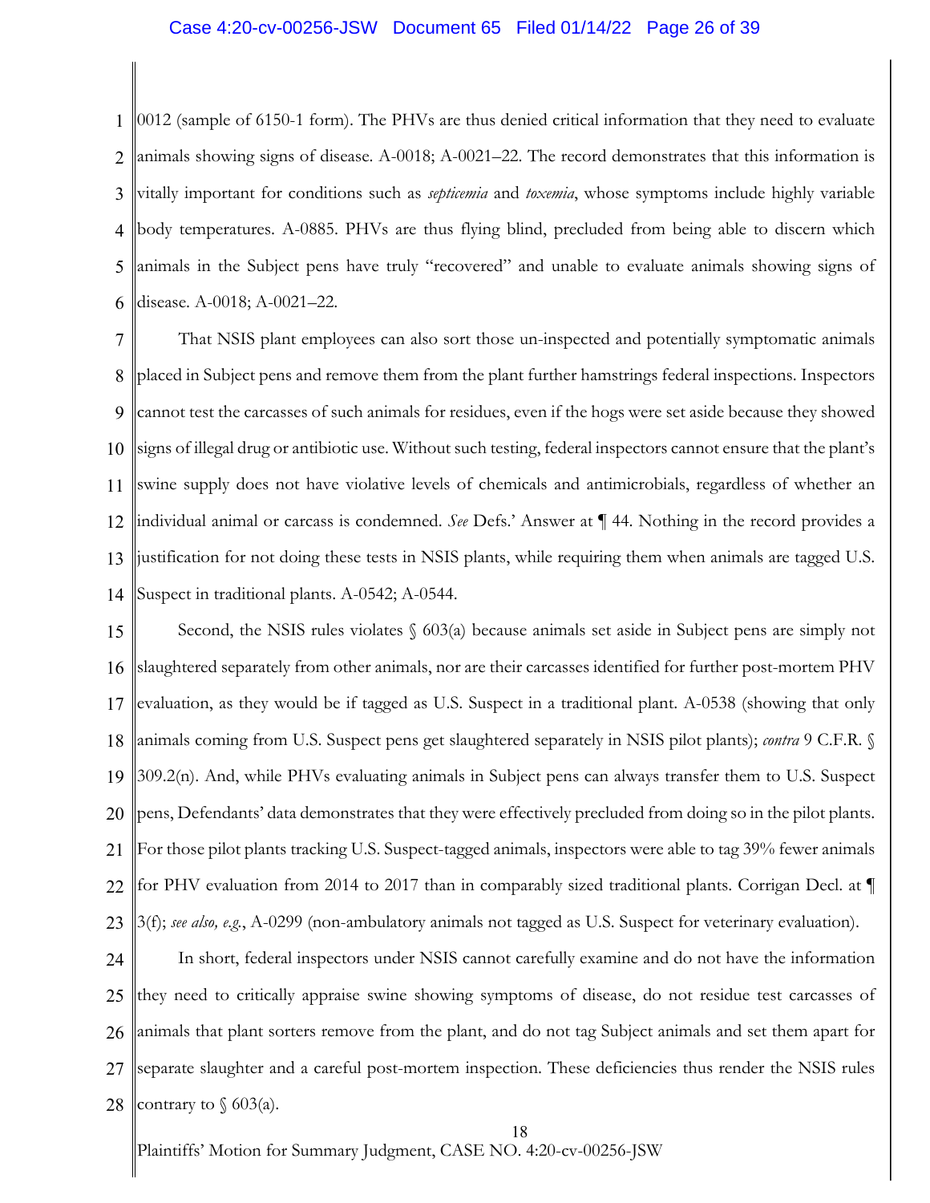0012 (sample of 6150-1 form). The PHVs are thus denied critical information that they need to evaluate animals showing signs of disease. A-0018; A-0021–22. The record demonstrates that this information is vitally important for conditions such as *septicemia* and *toxemia*, whose symptoms include highly variable body temperatures. A-0885. PHVs are thus flying blind, precluded from being able to discern which animals in the Subject pens have truly "recovered" and unable to evaluate animals showing signs of disease. A-0018; A-0021–22.

That NSIS plant employees can also sort those un-inspected and potentially symptomatic animals placed in Subject pens and remove them from the plant further hamstrings federal inspections. Inspectors cannot test the carcasses of such animals for residues, even if the hogs were set aside because they showed signs of illegal drug or antibiotic use. Without such testing, federal inspectors cannot ensure that the plant's swine supply does not have violative levels of chemicals and antimicrobials, regardless of whether an individual animal or carcass is condemned. *See* Defs.' Answer at ¶ 44. Nothing in the record provides a justification for not doing these tests in NSIS plants, while requiring them when animals are tagged U.S. Suspect in traditional plants. A-0542; A-0544.

Second, the NSIS rules violates § 603(a) because animals set aside in Subject pens are simply not slaughtered separately from other animals, nor are their carcasses identified for further post-mortem PHV evaluation, as they would be if tagged as U.S. Suspect in a traditional plant. A-0538 (showing that only animals coming from U.S. Suspect pens get slaughtered separately in NSIS pilot plants); *contra* 9 C.F.R. § 309.2(n). And, while PHVs evaluating animals in Subject pens can always transfer them to U.S. Suspect pens, Defendants' data demonstrates that they were effectively precluded from doing so in the pilot plants. For those pilot plants tracking U.S. Suspect-tagged animals, inspectors were able to tag 39% fewer animals for PHV evaluation from 2014 to 2017 than in comparably sized traditional plants. Corrigan Decl. at ¶ 3(f); *see also, e.g.*, A-0299 (non-ambulatory animals not tagged as U.S. Suspect for veterinary evaluation).

In short, federal inspectors under NSIS cannot carefully examine and do not have the information they need to critically appraise swine showing symptoms of disease, do not residue test carcasses of animals that plant sorters remove from the plant, and do not tag Subject animals and set them apart for separate slaughter and a careful post-mortem inspection. These deficiencies thus render the NSIS rules contrary to § 603(a).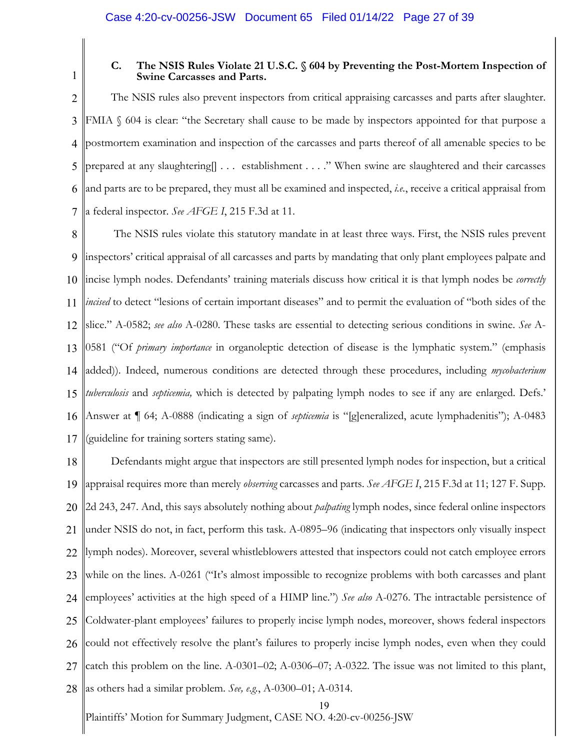### C. The NSIS Rules Violate 21 U.S.C. § 604 by Preventing the Post-Mortem Inspection of Swine Carcasses and Parts.

The NSIS rules also prevent inspectors from critical appraising carcasses and parts after slaughter. FMIA § 604 is clear: "the Secretary shall cause to be made by inspectors appointed for that purpose a postmortem examination and inspection of the carcasses and parts thereof of all amenable species to be prepared at any slaughtering[] . . . establishment . . . ." When swine are slaughtered and their carcasses and parts are to be prepared, they must all be examined and inspected, *i.e.*, receive a critical appraisal from a federal inspector. *See AFGE I*, 215 F.3d at 11.

The NSIS rules violate this statutory mandate in at least three ways. First, the NSIS rules prevent inspectors' critical appraisal of all carcasses and parts by mandating that only plant employees palpate and incise lymph nodes. Defendants' training materials discuss how critical it is that lymph nodes be *correctly incised* to detect "lesions of certain important diseases" and to permit the evaluation of "both sides of the slice." A-0582; *see also* A-0280. These tasks are essential to detecting serious conditions in swine. *See* A-0581 ("Of *primary importance* in organoleptic detection of disease is the lymphatic system." (emphasis added)). Indeed, numerous conditions are detected through these procedures, including *mycobacterium tuberculosis* and *septicemia,* which is detected by palpating lymph nodes to see if any are enlarged. Defs.' Answer at ¶ 64; A-0888 (indicating a sign of *septicemia* is "[g]eneralized, acute lymphadenitis"); A-0483 (guideline for training sorters stating same).

Defendants might argue that inspectors are still presented lymph nodes for inspection, but a critical appraisal requires more than merely *observing* carcasses and parts. *See AFGE I*, 215 F.3d at 11; 127 F. Supp. 2d 243, 247. And, this says absolutely nothing about *palpating* lymph nodes, since federal online inspectors under NSIS do not, in fact, perform this task. A-0895–96 (indicating that inspectors only visually inspect lymph nodes). Moreover, several whistleblowers attested that inspectors could not catch employee errors while on the lines. A-0261 ("It's almost impossible to recognize problems with both carcasses and plant employees' activities at the high speed of a HIMP line.") *See also* A-0276. The intractable persistence of Coldwater-plant employees' failures to properly incise lymph nodes, moreover, shows federal inspectors could not effectively resolve the plant's failures to properly incise lymph nodes, even when they could catch this problem on the line. A-0301–02; A-0306–07; A-0322. The issue was not limited to this plant, as others had a similar problem. *See, e.g.*, A-0300–01; A-0314.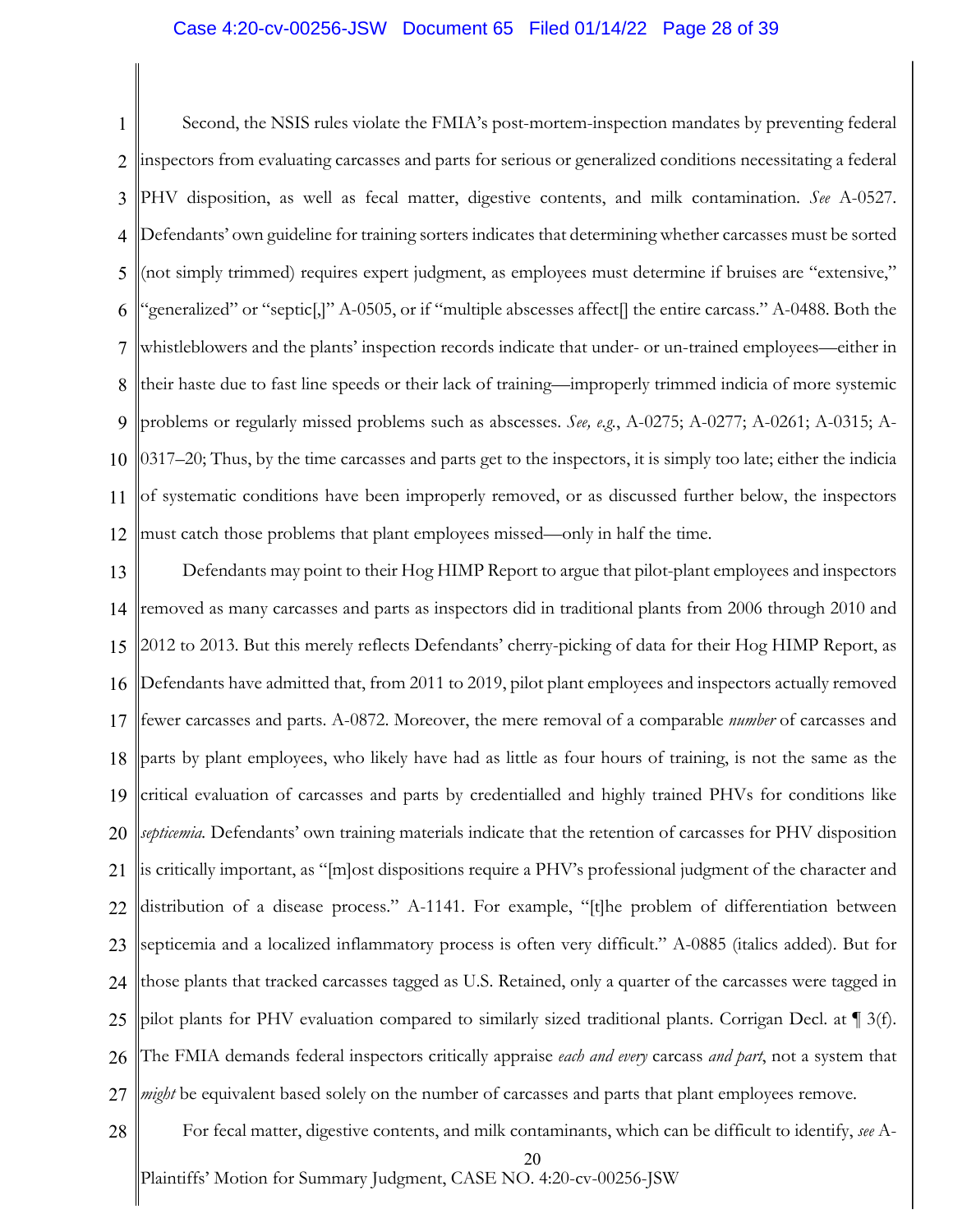Second, the NSIS rules violate the FMIA's post-mortem-inspection mandates by preventing federal inspectors from evaluating carcasses and parts for serious or generalized conditions necessitating a federal PHV disposition, as well as fecal matter, digestive contents, and milk contamination. *See* A-0527. Defendants' own guideline for training sorters indicates that determining whether carcasses must be sorted (not simply trimmed) requires expert judgment, as employees must determine if bruises are "extensive," "generalized" or "septic[,]" A-0505, or if "multiple abscesses affect[] the entire carcass." A-0488. Both the whistleblowers and the plants' inspection records indicate that under- or un-trained employees—either in their haste due to fast line speeds or their lack of training—improperly trimmed indicia of more systemic problems or regularly missed problems such as abscesses. *See, e.g.*, A-0275; A-0277; A-0261; A-0315; A-0317–20; Thus, by the time carcasses and parts get to the inspectors, it is simply too late; either the indicia of systematic conditions have been improperly removed, or as discussed further below, the inspectors must catch those problems that plant employees missed—only in half the time.

Defendants may point to their Hog HIMP Report to argue that pilot-plant employees and inspectors removed as many carcasses and parts as inspectors did in traditional plants from 2006 through 2010 and 2012 to 2013. But this merely reflects Defendants' cherry-picking of data for their Hog HIMP Report, as Defendants have admitted that, from 2011 to 2019, pilot plant employees and inspectors actually removed fewer carcasses and parts. A-0872. Moreover, the mere removal of a comparable *number* of carcasses and parts by plant employees, who likely have had as little as four hours of training, is not the same as the critical evaluation of carcasses and parts by credentialled and highly trained PHVs for conditions like *septicemia*. Defendants' own training materials indicate that the retention of carcasses for PHV disposition is critically important, as "[m]ost dispositions require a PHV's professional judgment of the character and distribution of a disease process." A-1141. For example, "[t]he problem of differentiation between septicemia and a localized inflammatory process is often very difficult." A-0885 (italics added). But for those plants that tracked carcasses tagged as U.S. Retained, only a quarter of the carcasses were tagged in pilot plants for PHV evaluation compared to similarly sized traditional plants. Corrigan Decl. at ¶ 3(f). The FMIA demands federal inspectors critically appraise *each and every* carcass *and part*, not a system that *might* be equivalent based solely on the number of carcasses and parts that plant employees remove.

For fecal matter, digestive contents, and milk contaminants, which can be difficult to identify, *see* A-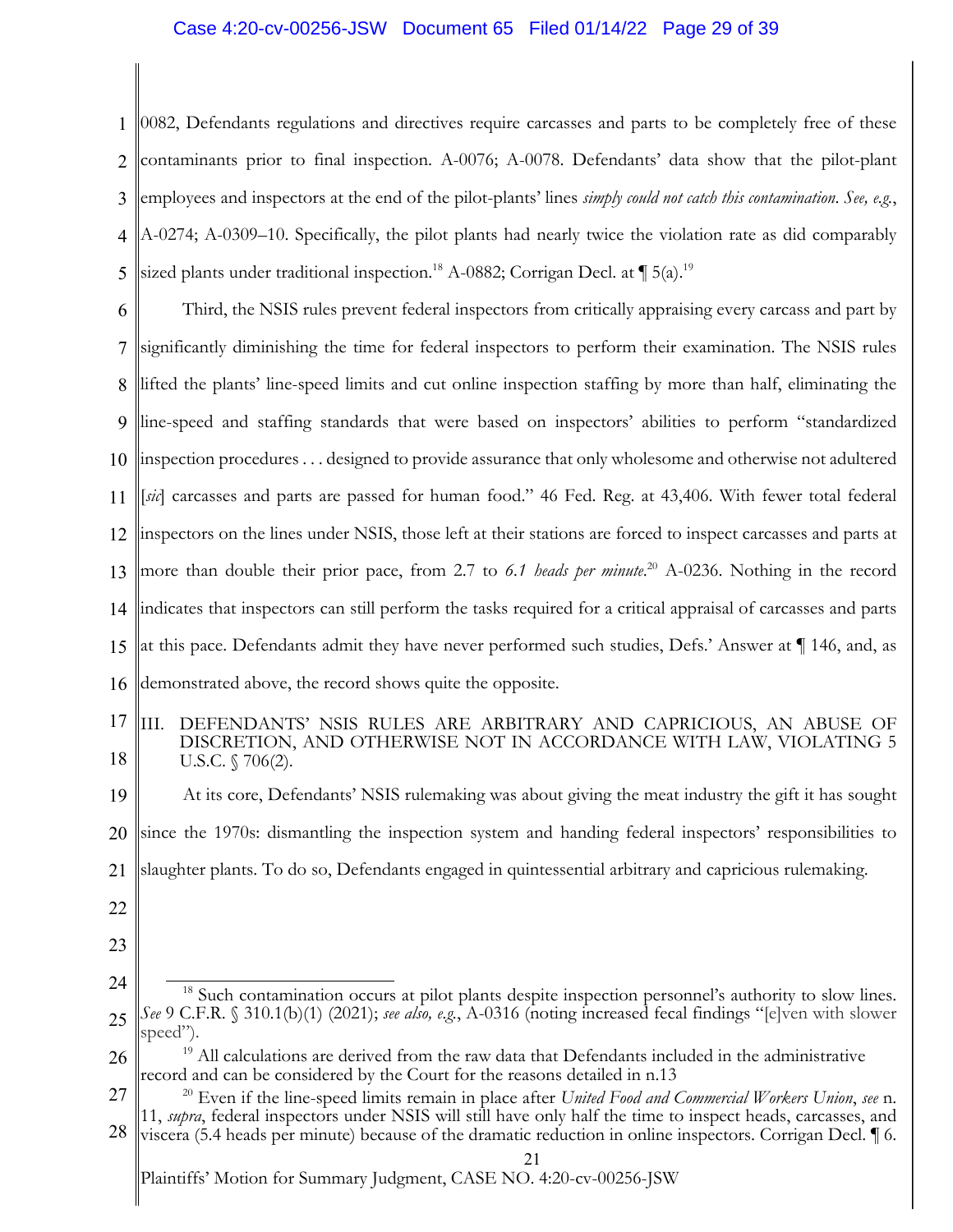0082, Defendants regulations and directives require carcasses and parts to be completely free of these contaminants prior to final inspection. A-0076; A-0078. Defendants' data show that the pilot-plant employees and inspectors at the end of the pilot-plants' lines *simply could not catch this contamination*. *See, e.g.*, A-0274; A-0309–10. Specifically, the pilot plants had nearly twice the violation rate as did comparably sized plants under traditional inspection.[18] A-0882; Corrigan Decl. at ¶ 5(a).[19]

Third, the NSIS rules prevent federal inspectors from critically appraising every carcass and part by significantly diminishing the time for federal inspectors to perform their examination. The NSIS rules lifted the plants' line-speed limits and cut online inspection staffing by more than half, eliminating the line-speed and staffing standards that were based on inspectors' abilities to perform "standardized inspection procedures . . . designed to provide assurance that only wholesome and otherwise not adultered [*sic*] carcasses and parts are passed for human food." 46 Fed. Reg. at 43,406. With fewer total federal inspectors on the lines under NSIS, those left at their stations are forced to inspect carcasses and parts at more than double their prior pace, from 2.7 to *6.1 heads per minute*.[20] A-0236. Nothing in the record indicates that inspectors can still perform the tasks required for a critical appraisal of carcasses and parts at this pace. Defendants admit they have never performed such studies, Defs.' Answer at ¶ 146, and, as demonstrated above, the record shows quite the opposite.

## III. DEFENDANTS' NSIS RULES ARE ARBITRARY AND CAPRICIOUS, AN ABUSE OF DISCRETION, AND OTHERWISE NOT IN ACCORDANCE WITH LAW, VIOLATING 5 U.S.C. § 706(2).

At its core, Defendants' NSIS rulemaking was about giving the meat industry the gift it has sought since the 1970s: dismantling the inspection system and handing federal inspectors' responsibilities to slaughter plants. To do so, Defendants engaged in quintessential arbitrary and capricious rulemaking.

---

[18] Such contamination occurs at pilot plants despite inspection personnel's authority to slow lines. *See* 9 C.F.R. § 310.1(b)(1) (2021); *see also, e.g.*, A-0316 (noting increased fecal findings "[e]ven with slower speed").

[19] All calculations are derived from the raw data that Defendants included in the administrative record and can be considered by the Court for the reasons detailed in n.13

[20] Even if the line-speed limits remain in place after *United Food and Commercial Workers Union*, *see* n. 11, *supra*, federal inspectors under NSIS will still have only half the time to inspect heads, carcasses, and viscera (5.4 heads per minute) because of the dramatic reduction in online inspectors. Corrigan Decl. ¶ 6.

Plaintiffs' Motion for Summary Judgment, CASE NO. 4:20-cv-00256-JSW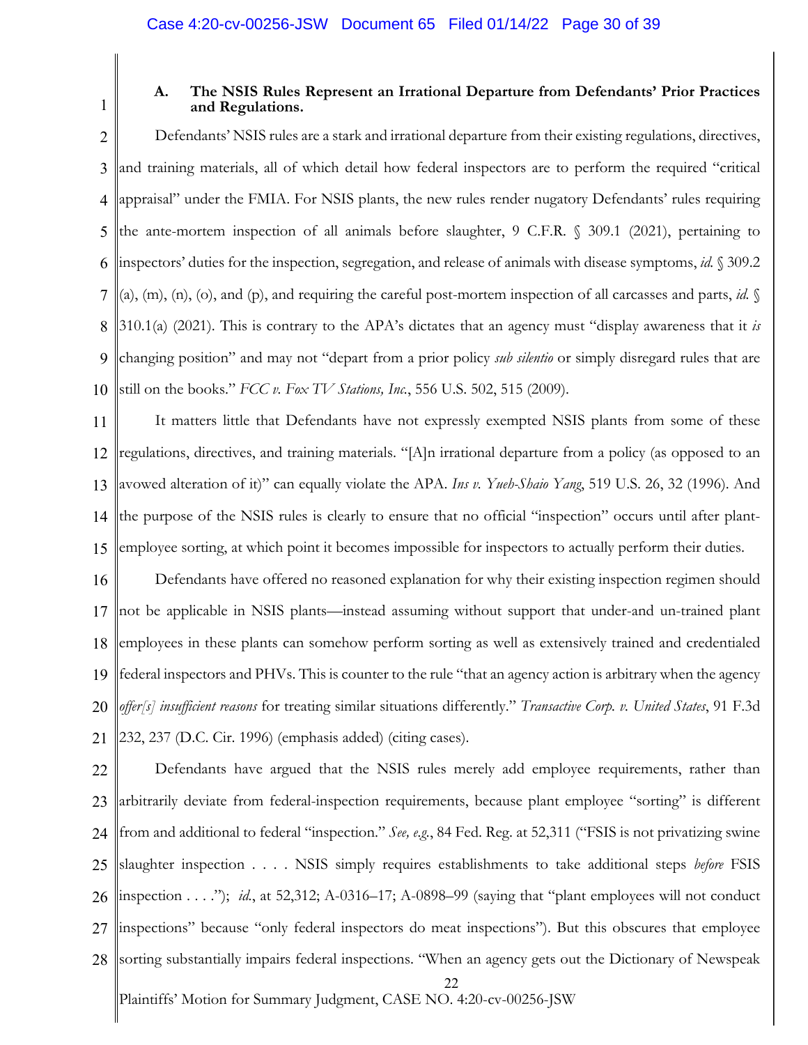### A. The NSIS Rules Represent an Irrational Departure from Defendants' Prior Practices and Regulations.

Defendants' NSIS rules are a stark and irrational departure from their existing regulations, directives, and training materials, all of which detail how federal inspectors are to perform the required "critical appraisal" under the FMIA. For NSIS plants, the new rules render nugatory Defendants' rules requiring the ante-mortem inspection of all animals before slaughter, 9 C.F.R. § 309.1 (2021), pertaining to inspectors' duties for the inspection, segregation, and release of animals with disease symptoms, *id.* § 309.2 (a), (m), (n), (o), and (p), and requiring the careful post-mortem inspection of all carcasses and parts, *id.* § 310.1(a) (2021). This is contrary to the APA's dictates that an agency must "display awareness that it *is* changing position" and may not "depart from a prior policy *sub silentio* or simply disregard rules that are still on the books." *FCC v. Fox TV Stations, Inc.*, 556 U.S. 502, 515 (2009).

It matters little that Defendants have not expressly exempted NSIS plants from some of these regulations, directives, and training materials. "[A]n irrational departure from a policy (as opposed to an avowed alteration of it)" can equally violate the APA. *Ins v. Yueh-Shaio Yang*, 519 U.S. 26, 32 (1996). And the purpose of the NSIS rules is clearly to ensure that no official "inspection" occurs until after plant-employee sorting, at which point it becomes impossible for inspectors to actually perform their duties.

Defendants have offered no reasoned explanation for why their existing inspection regimen should not be applicable in NSIS plants—instead assuming without support that under-and un-trained plant employees in these plants can somehow perform sorting as well as extensively trained and credentialed federal inspectors and PHVs. This is counter to the rule "that an agency action is arbitrary when the agency *offer[s] insufficient reasons* for treating similar situations differently." *Transactive Corp. v. United States*, 91 F.3d 232, 237 (D.C. Cir. 1996) (emphasis added) (citing cases).

Defendants have argued that the NSIS rules merely add employee requirements, rather than arbitrarily deviate from federal-inspection requirements, because plant employee "sorting" is different from and additional to federal "inspection." *See, e.g.*, 84 Fed. Reg. at 52,311 ("FSIS is not privatizing swine slaughter inspection . . . . NSIS simply requires establishments to take additional steps *before* FSIS inspection . . . ."); *id.*, at 52,312; A-0316–17; A-0898–99 (saying that "plant employees will not conduct inspections" because "only federal inspectors do meat inspections"). But this obscures that employee sorting substantially impairs federal inspections. "When an agency gets out the Dictionary of Newspeak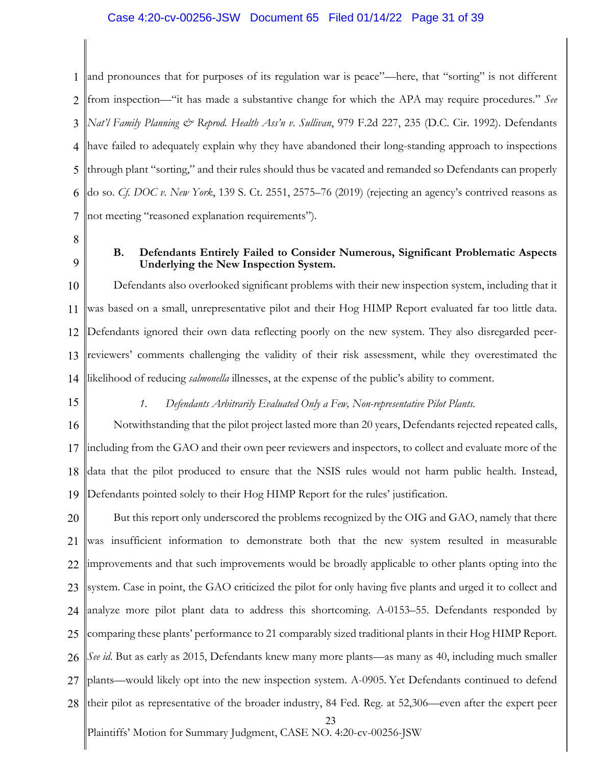and pronounces that for purposes of its regulation war is peace"—here, that "sorting" is not different from inspection—"it has made a substantive change for which the APA may require procedures." *See Nat'l Family Planning & Reprod. Health Ass'n v. Sullivan*, 979 F.2d 227, 235 (D.C. Cir. 1992). Defendants have failed to adequately explain why they have abandoned their long-standing approach to inspections through plant "sorting," and their rules should thus be vacated and remanded so Defendants can properly do so. *Cf. DOC v. New York*, 139 S. Ct. 2551, 2575–76 (2019) (rejecting an agency's contrived reasons as not meeting "reasoned explanation requirements").

### B. Defendants Entirely Failed to Consider Numerous, Significant Problematic Aspects Underlying the New Inspection System.

Defendants also overlooked significant problems with their new inspection system, including that it was based on a small, unrepresentative pilot and their Hog HIMP Report evaluated far too little data. Defendants ignored their own data reflecting poorly on the new system. They also disregarded peer-reviewers' comments challenging the validity of their risk assessment, while they overestimated the likelihood of reducing *salmonella* illnesses, at the expense of the public's ability to comment.

#### *1. Defendants Arbitrarily Evaluated Only a Few, Non-representative Pilot Plants.*

Notwithstanding that the pilot project lasted more than 20 years, Defendants rejected repeated calls, including from the GAO and their own peer reviewers and inspectors, to collect and evaluate more of the data that the pilot produced to ensure that the NSIS rules would not harm public health. Instead, Defendants pointed solely to their Hog HIMP Report for the rules' justification.

But this report only underscored the problems recognized by the OIG and GAO, namely that there was insufficient information to demonstrate both that the new system resulted in measurable improvements and that such improvements would be broadly applicable to other plants opting into the system. Case in point, the GAO criticized the pilot for only having five plants and urged it to collect and analyze more pilot plant data to address this shortcoming. A-0153–55. Defendants responded by comparing these plants' performance to 21 comparably sized traditional plants in their Hog HIMP Report. *See id.* But as early as 2015, Defendants knew many more plants—as many as 40, including much smaller plants—would likely opt into the new inspection system. A-0905. Yet Defendants continued to defend their pilot as representative of the broader industry, 84 Fed. Reg. at 52,306—even after the expert peer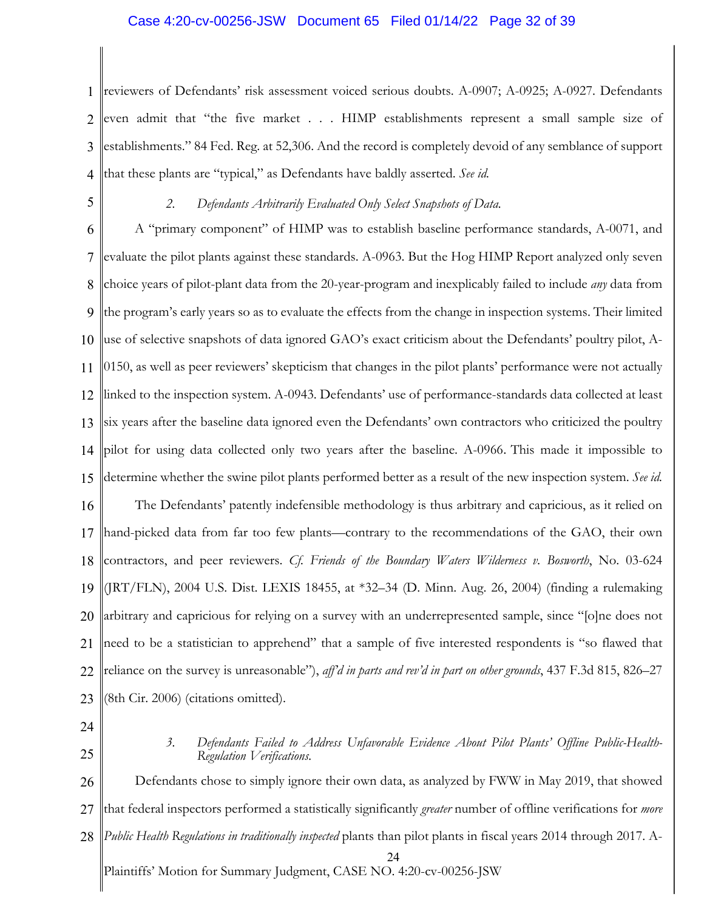reviewers of Defendants' risk assessment voiced serious doubts. A-0907; A-0925; A-0927. Defendants even admit that "the five market . . . HIMP establishments represent a small sample size of establishments." 84 Fed. Reg. at 52,306. And the record is completely devoid of any semblance of support that these plants are "typical," as Defendants have baldly asserted. *See id.*

*2. Defendants Arbitrarily Evaluated Only Select Snapshots of Data.*

A "primary component" of HIMP was to establish baseline performance standards, A-0071, and evaluate the pilot plants against these standards. A-0963. But the Hog HIMP Report analyzed only seven choice years of pilot-plant data from the 20-year-program and inexplicably failed to include *any* data from the program's early years so as to evaluate the effects from the change in inspection systems. Their limited use of selective snapshots of data ignored GAO's exact criticism about the Defendants' poultry pilot, A-0150, as well as peer reviewers' skepticism that changes in the pilot plants' performance were not actually linked to the inspection system. A-0943. Defendants' use of performance-standards data collected at least six years after the baseline data ignored even the Defendants' own contractors who criticized the poultry pilot for using data collected only two years after the baseline. A-0966. This made it impossible to determine whether the swine pilot plants performed better as a result of the new inspection system. *See id.*

The Defendants' patently indefensible methodology is thus arbitrary and capricious, as it relied on hand-picked data from far too few plants—contrary to the recommendations of the GAO, their own contractors, and peer reviewers. *Cf. Friends of the Boundary Waters Wilderness v. Bosworth*, No. 03-624 (JRT/FLN), 2004 U.S. Dist. LEXIS 18455, at *32–34 (D. Minn. Aug. 26, 2004) (finding a rulemaking arbitrary and capricious for relying on a survey with an underrepresented sample, since "[o]ne does not need to be a statistician to apprehend" that a sample of five interested respondents is "so flawed that reliance on the survey is unreasonable"), *aff'd in parts and rev'd in part on other grounds*, 437 F.3d 815, 826–27 (8th Cir. 2006) (citations omitted).

*3. Defendants Failed to Address Unfavorable Evidence About Pilot Plants' Offline Public-Health-Regulation Verifications.*

Defendants chose to simply ignore their own data, as analyzed by FWW in May 2019, that showed that federal inspectors performed a statistically significantly *greater* number of offline verifications for *more Public Health Regulations in traditionally inspected* plants than pilot plants in fiscal years 2014 through 2017. A-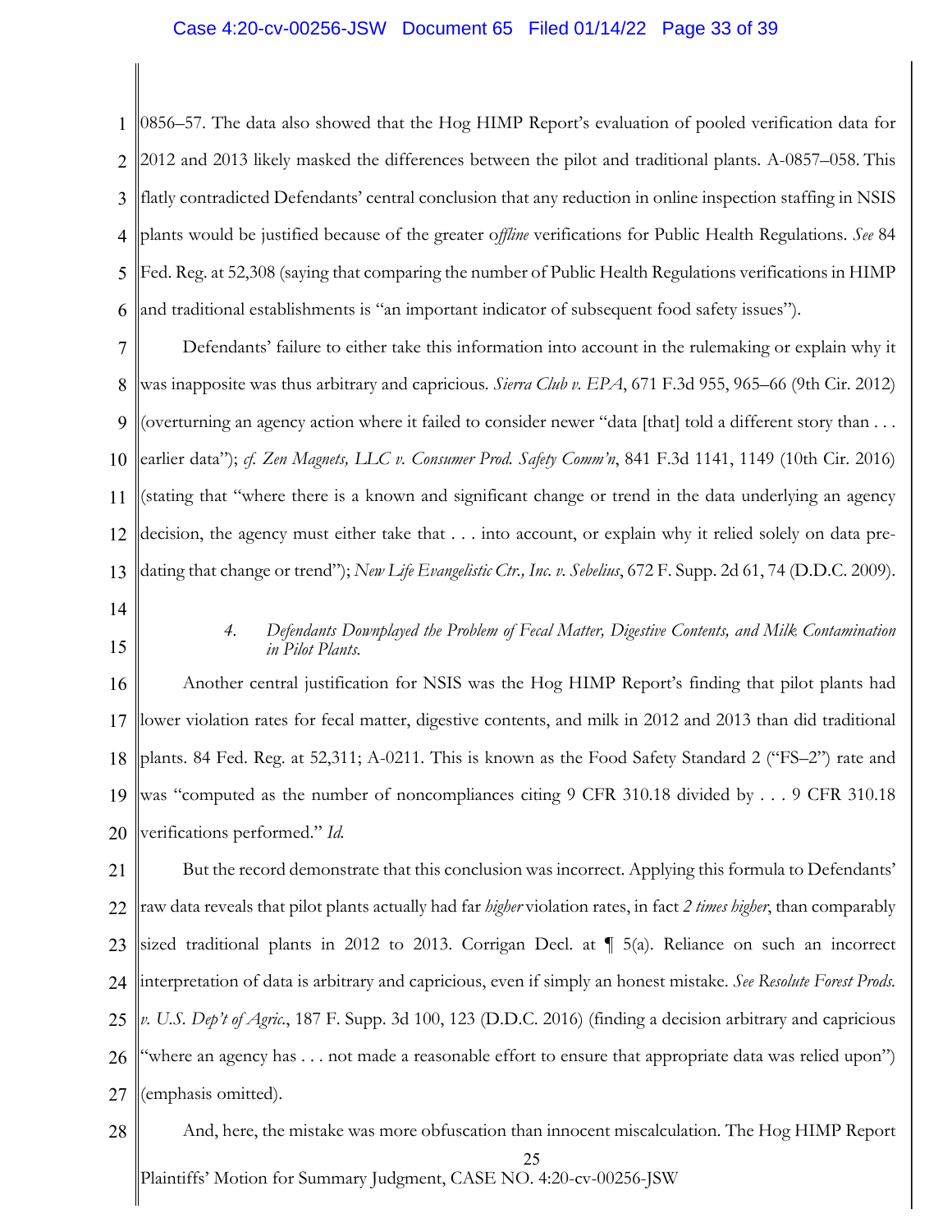0856–57. The data also showed that the Hog HIMP Report's evaluation of pooled verification data for 2012 and 2013 likely masked the differences between the pilot and traditional plants. A-0857–058. This flatly contradicted Defendants' central conclusion that any reduction in online inspection staffing in NSIS plants would be justified because of the greater *offline* verifications for Public Health Regulations. *See* 84 Fed. Reg. at 52,308 (saying that comparing the number of Public Health Regulations verifications in HIMP and traditional establishments is "an important indicator of subsequent food safety issues").

Defendants' failure to either take this information into account in the rulemaking or explain why it was inapposite was thus arbitrary and capricious. *Sierra Club v. EPA*, 671 F.3d 955, 965–66 (9th Cir. 2012) (overturning an agency action where it failed to consider newer "data [that] told a different story than . . . earlier data"); *cf. Zen Magnets, LLC v. Consumer Prod. Safety Comm'n*, 841 F.3d 1141, 1149 (10th Cir. 2016) (stating that "where there is a known and significant change or trend in the data underlying an agency decision, the agency must either take that . . . into account, or explain why it relied solely on data pre-dating that change or trend"); *New Life Evangelistic Ctr., Inc. v. Sebelius*, 672 F. Supp. 2d 61, 74 (D.D.C. 2009).

#### *4. Defendants Downplayed the Problem of Fecal Matter, Digestive Contents, and Milk Contamination in Pilot Plants.*

Another central justification for NSIS was the Hog HIMP Report's finding that pilot plants had lower violation rates for fecal matter, digestive contents, and milk in 2012 and 2013 than did traditional plants. 84 Fed. Reg. at 52,311; A-0211. This is known as the Food Safety Standard 2 ("FS–2") rate and was "computed as the number of noncompliances citing 9 CFR 310.18 divided by . . . 9 CFR 310.18 verifications performed." *Id.*

But the record demonstrate that this conclusion was incorrect. Applying this formula to Defendants' raw data reveals that pilot plants actually had far *higher* violation rates, in fact *2 times higher*, than comparably sized traditional plants in 2012 to 2013. Corrigan Decl. at ¶ 5(a). Reliance on such an incorrect interpretation of data is arbitrary and capricious, even if simply an honest mistake. *See Resolute Forest Prods. v. U.S. Dep't of Agric.*, 187 F. Supp. 3d 100, 123 (D.D.C. 2016) (finding a decision arbitrary and capricious "where an agency has . . . not made a reasonable effort to ensure that appropriate data was relied upon") (emphasis omitted).

And, here, the mistake was more obfuscation than innocent miscalculation. The Hog HIMP Report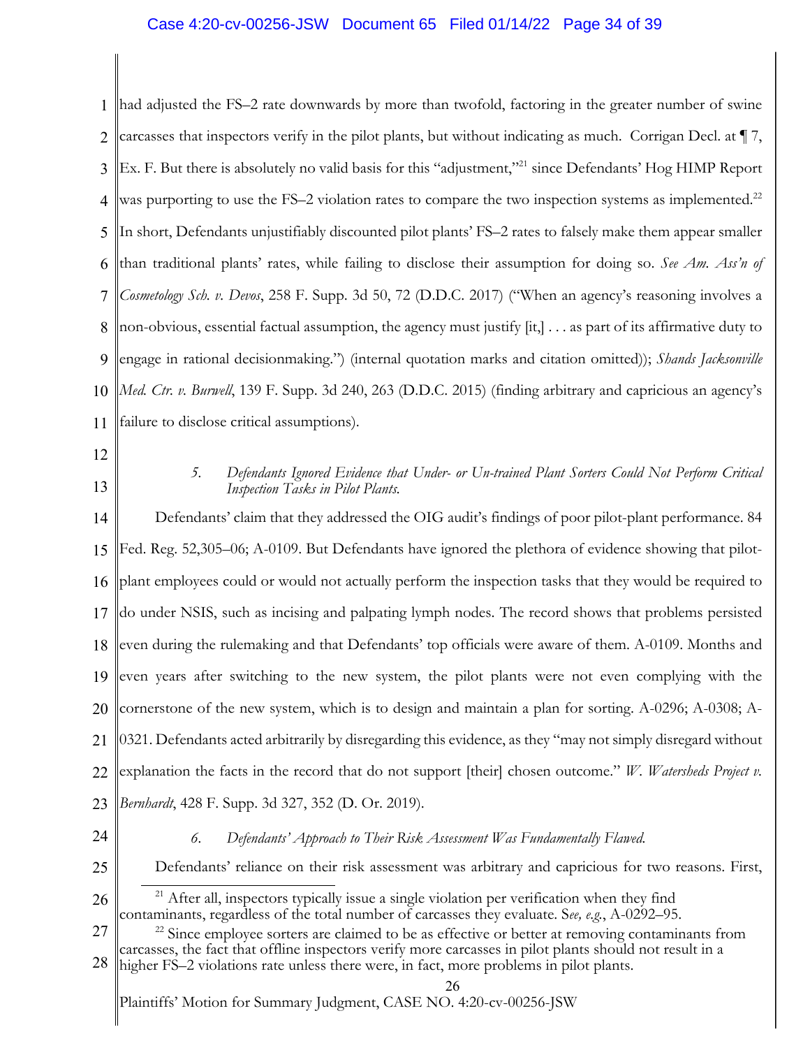had adjusted the FS–2 rate downwards by more than twofold, factoring in the greater number of swine carcasses that inspectors verify in the pilot plants, but without indicating as much. Corrigan Decl. at ¶ 7, Ex. F. But there is absolutely no valid basis for this "adjustment,"[21] since Defendants' Hog HIMP Report was purporting to use the FS–2 violation rates to compare the two inspection systems as implemented.[22] In short, Defendants unjustifiably discounted pilot plants' FS–2 rates to falsely make them appear smaller than traditional plants' rates, while failing to disclose their assumption for doing so. *See Am. Ass'n of Cosmetology Sch. v. Devos*, 258 F. Supp. 3d 50, 72 (D.D.C. 2017) ("When an agency's reasoning involves a non-obvious, essential factual assumption, the agency must justify [it,] . . . as part of its affirmative duty to engage in rational decisionmaking.") (internal quotation marks and citation omitted)); *Shands Jacksonville Med. Ctr. v. Burwell*, 139 F. Supp. 3d 240, 263 (D.D.C. 2015) (finding arbitrary and capricious an agency's failure to disclose critical assumptions).

*5. Defendants Ignored Evidence that Under- or Un-trained Plant Sorters Could Not Perform Critical Inspection Tasks in Pilot Plants.*

Defendants' claim that they addressed the OIG audit's findings of poor pilot-plant performance. 84 Fed. Reg. 52,305–06; A-0109. But Defendants have ignored the plethora of evidence showing that pilot-plant employees could or would not actually perform the inspection tasks that they would be required to do under NSIS, such as incising and palpating lymph nodes. The record shows that problems persisted even during the rulemaking and that Defendants' top officials were aware of them. A-0109. Months and even years after switching to the new system, the pilot plants were not even complying with the cornerstone of the new system, which is to design and maintain a plan for sorting. A-0296; A-0308; A-0321. Defendants acted arbitrarily by disregarding this evidence, as they "may not simply disregard without explanation the facts in the record that do not support [their] chosen outcome." *W. Watersheds Project v. Bernhardt*, 428 F. Supp. 3d 327, 352 (D. Or. 2019).

*6. Defendants' Approach to Their Risk Assessment Was Fundamentally Flawed.*

Defendants' reliance on their risk assessment was arbitrary and capricious for two reasons. First,

---

[21] After all, inspectors typically issue a single violation per verification when they find contaminants, regardless of the total number of carcasses they evaluate. S*ee, e.g.*, A-0292–95.

[22] Since employee sorters are claimed to be as effective or better at removing contaminants from carcasses, the fact that offline inspectors verify more carcasses in pilot plants should not result in a higher FS–2 violations rate unless there were, in fact, more problems in pilot plants.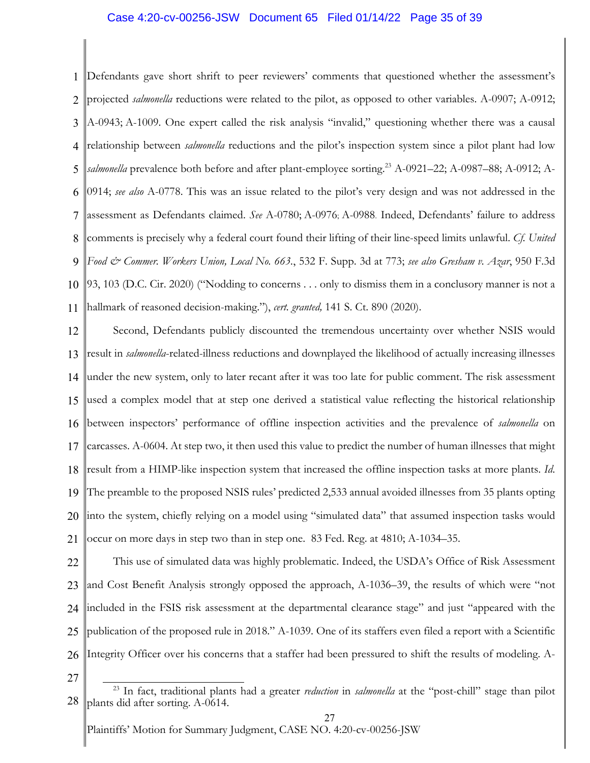Defendants gave short shrift to peer reviewers' comments that questioned whether the assessment's projected *salmonella* reductions were related to the pilot, as opposed to other variables. A-0907; A-0912; A-0943; A-1009. One expert called the risk analysis "invalid," questioning whether there was a causal relationship between *salmonella* reductions and the pilot's inspection system since a pilot plant had low *salmonella* prevalence both before and after plant-employee sorting.[23] A-0921–22; A-0987–88; A-0912; A-0914; *see also* A-0778. This was an issue related to the pilot's very design and was not addressed in the assessment as Defendants claimed. *See* A-0780; A-0976; A-0988. Indeed, Defendants' failure to address comments is precisely why a federal court found their lifting of their line-speed limits unlawful. *Cf. United Food & Commer. Workers Union, Local No. 663.*, 532 F. Supp. 3d at 773; *see also Gresham v. Azar*, 950 F.3d 93, 103 (D.C. Cir. 2020) ("Nodding to concerns . . . only to dismiss them in a conclusory manner is not a hallmark of reasoned decision-making."), *cert. granted,* 141 S. Ct. 890 (2020).

Second, Defendants publicly discounted the tremendous uncertainty over whether NSIS would result in *salmonella*-related-illness reductions and downplayed the likelihood of actually increasing illnesses under the new system, only to later recant after it was too late for public comment. The risk assessment used a complex model that at step one derived a statistical value reflecting the historical relationship between inspectors' performance of offline inspection activities and the prevalence of *salmonella* on carcasses. A-0604. At step two, it then used this value to predict the number of human illnesses that might result from a HIMP-like inspection system that increased the offline inspection tasks at more plants. *Id.* The preamble to the proposed NSIS rules' predicted 2,533 annual avoided illnesses from 35 plants opting into the system, chiefly relying on a model using "simulated data" that assumed inspection tasks would occur on more days in step two than in step one. 83 Fed. Reg. at 4810; A-1034–35.

This use of simulated data was highly problematic. Indeed, the USDA's Office of Risk Assessment and Cost Benefit Analysis strongly opposed the approach, A-1036–39, the results of which were "not included in the FSIS risk assessment at the departmental clearance stage" and just "appeared with the publication of the proposed rule in 2018." A-1039. One of its staffers even filed a report with a Scientific Integrity Officer over his concerns that a staffer had been pressured to shift the results of modeling. A-

---

[23] In fact, traditional plants had a greater *reduction* in *salmonella* at the "post-chill" stage than pilot plants did after sorting. A-0614.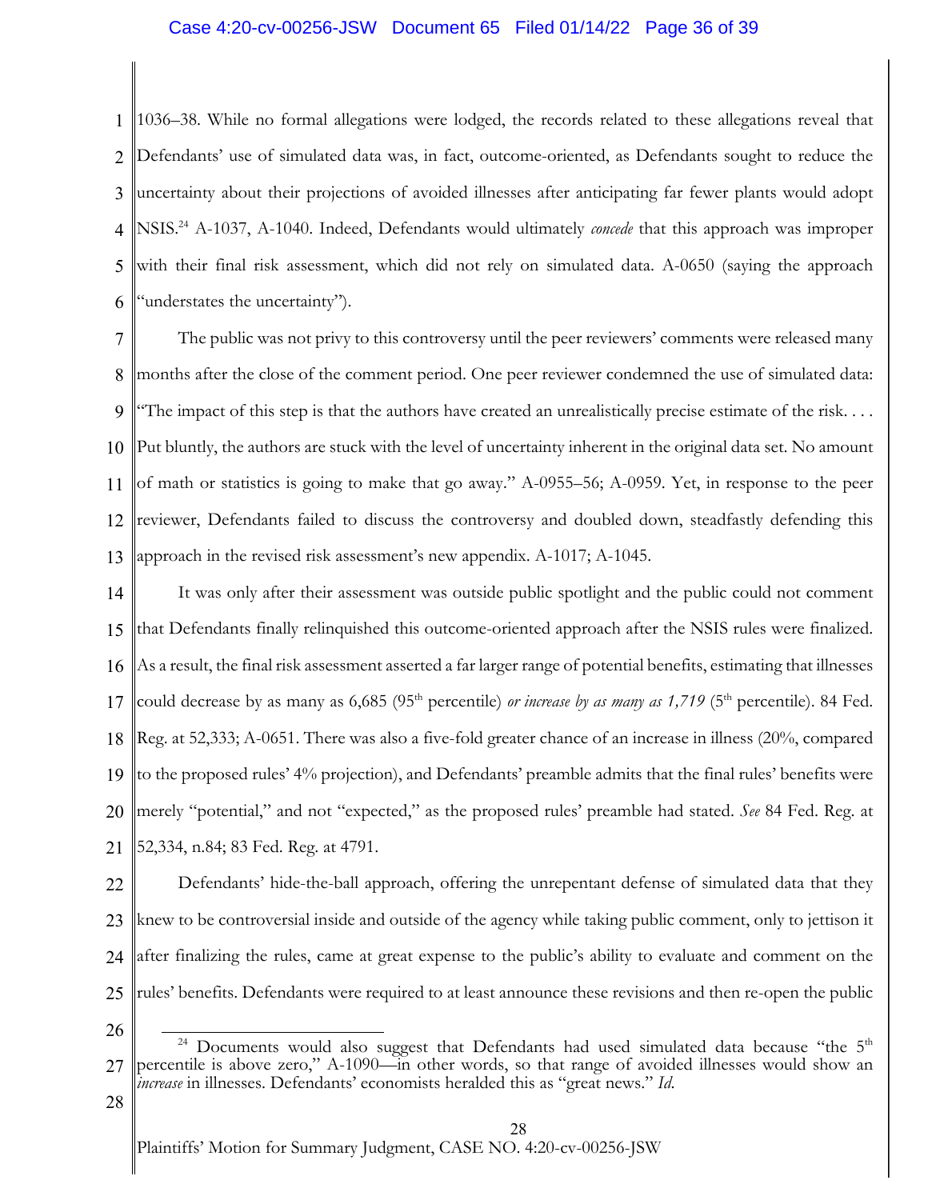1036–38. While no formal allegations were lodged, the records related to these allegations reveal that Defendants' use of simulated data was, in fact, outcome-oriented, as Defendants sought to reduce the uncertainty about their projections of avoided illnesses after anticipating far fewer plants would adopt NSIS.[24] A-1037, A-1040. Indeed, Defendants would ultimately *concede* that this approach was improper with their final risk assessment, which did not rely on simulated data. A-0650 (saying the approach "understates the uncertainty").

The public was not privy to this controversy until the peer reviewers' comments were released many months after the close of the comment period. One peer reviewer condemned the use of simulated data: "The impact of this step is that the authors have created an unrealistically precise estimate of the risk. . . . Put bluntly, the authors are stuck with the level of uncertainty inherent in the original data set. No amount of math or statistics is going to make that go away." A-0955–56; A-0959. Yet, in response to the peer reviewer, Defendants failed to discuss the controversy and doubled down, steadfastly defending this approach in the revised risk assessment's new appendix. A-1017; A-1045.

It was only after their assessment was outside public spotlight and the public could not comment that Defendants finally relinquished this outcome-oriented approach after the NSIS rules were finalized. As a result, the final risk assessment asserted a far larger range of potential benefits, estimating that illnesses could decrease by as many as 6,685 (95th percentile) *or increase by as many as 1,719* (5th percentile). 84 Fed. Reg. at 52,333; A-0651. There was also a five-fold greater chance of an increase in illness (20%, compared to the proposed rules' 4% projection), and Defendants' preamble admits that the final rules' benefits were merely "potential," and not "expected," as the proposed rules' preamble had stated. *See* 84 Fed. Reg. at 52,334, n.84; 83 Fed. Reg. at 4791.

Defendants' hide-the-ball approach, offering the unrepentant defense of simulated data that they knew to be controversial inside and outside of the agency while taking public comment, only to jettison it after finalizing the rules, came at great expense to the public's ability to evaluate and comment on the rules' benefits. Defendants were required to at least announce these revisions and then re-open the public

---

[24] Documents would also suggest that Defendants had used simulated data because "the 5th percentile is above zero," A-1090—in other words, so that range of avoided illnesses would show an *increase* in illnesses. Defendants' economists heralded this as "great news." *Id.*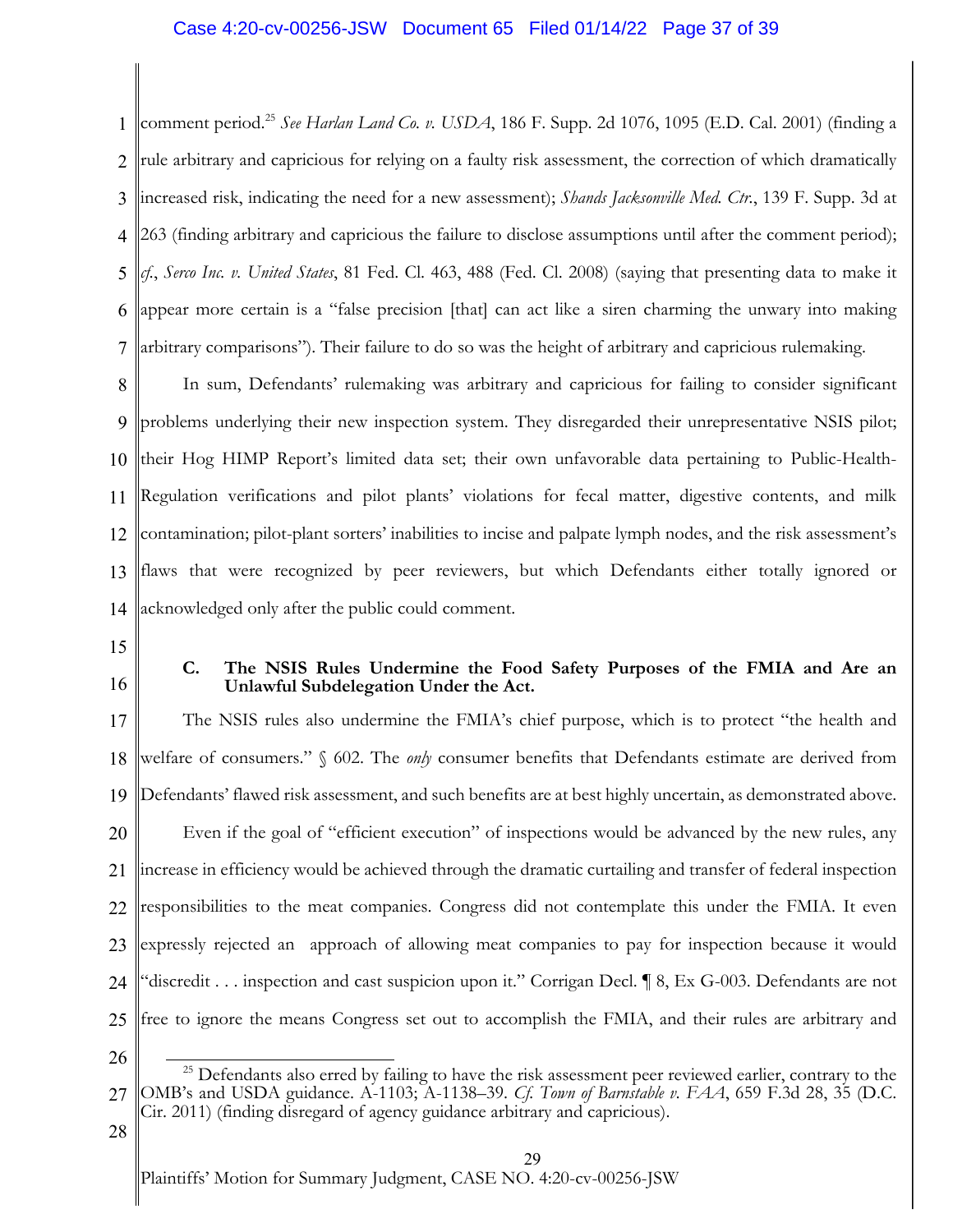comment period.[25] *See Harlan Land Co. v. USDA*, 186 F. Supp. 2d 1076, 1095 (E.D. Cal. 2001) (finding a rule arbitrary and capricious for relying on a faulty risk assessment, the correction of which dramatically increased risk, indicating the need for a new assessment); *Shands Jacksonville Med. Ctr.*, 139 F. Supp. 3d at 263 (finding arbitrary and capricious the failure to disclose assumptions until after the comment period); *cf.*, *Serco Inc. v. United States*, 81 Fed. Cl. 463, 488 (Fed. Cl. 2008) (saying that presenting data to make it appear more certain is a "false precision [that] can act like a siren charming the unwary into making arbitrary comparisons"). Their failure to do so was the height of arbitrary and capricious rulemaking.

In sum, Defendants' rulemaking was arbitrary and capricious for failing to consider significant problems underlying their new inspection system. They disregarded their unrepresentative NSIS pilot; their Hog HIMP Report's limited data set; their own unfavorable data pertaining to Public-Health-Regulation verifications and pilot plants' violations for fecal matter, digestive contents, and milk contamination; pilot-plant sorters' inabilities to incise and palpate lymph nodes, and the risk assessment's flaws that were recognized by peer reviewers, but which Defendants either totally ignored or acknowledged only after the public could comment.

### C. The NSIS Rules Undermine the Food Safety Purposes of the FMIA and Are an Unlawful Subdelegation Under the Act.

The NSIS rules also undermine the FMIA's chief purpose, which is to protect "the health and welfare of consumers." § 602. The *only* consumer benefits that Defendants estimate are derived from Defendants' flawed risk assessment, and such benefits are at best highly uncertain, as demonstrated above.

Even if the goal of "efficient execution" of inspections would be advanced by the new rules, any increase in efficiency would be achieved through the dramatic curtailing and transfer of federal inspection responsibilities to the meat companies. Congress did not contemplate this under the FMIA. It even expressly rejected an approach of allowing meat companies to pay for inspection because it would "discredit . . . inspection and cast suspicion upon it." Corrigan Decl. ¶ 8, Ex G-003. Defendants are not free to ignore the means Congress set out to accomplish the FMIA, and their rules are arbitrary and

---

[25] Defendants also erred by failing to have the risk assessment peer reviewed earlier, contrary to the OMB's and USDA guidance. A-1103; A-1138–39. *Cf. Town of Barnstable v. FAA*, 659 F.3d 28, 35 (D.C. Cir. 2011) (finding disregard of agency guidance arbitrary and capricious).

Plaintiffs' Motion for Summary Judgment, CASE NO. 4:20-cv-00256-JSW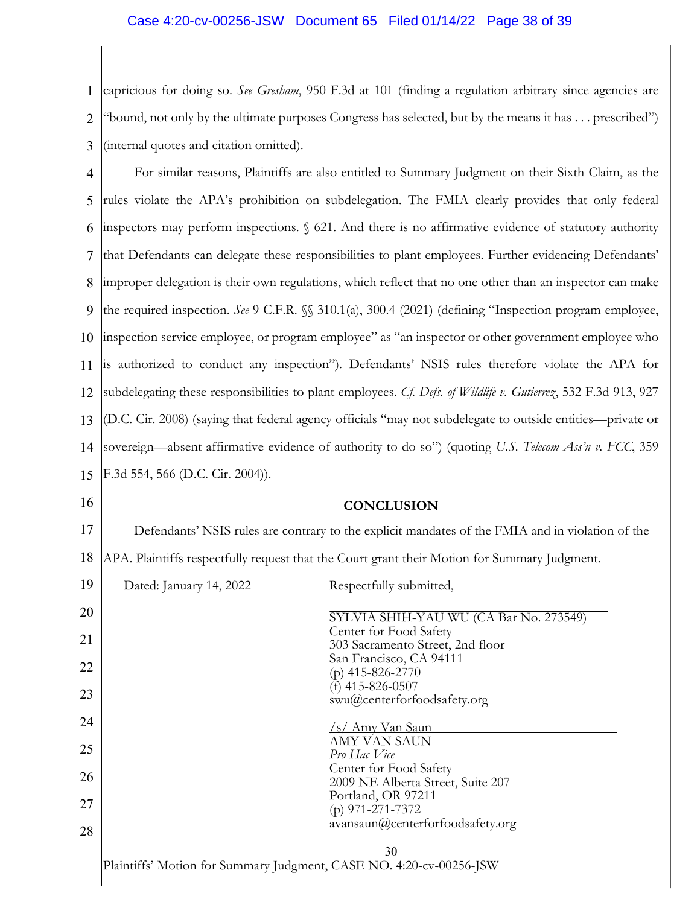capricious for doing so. *See Gresham*, 950 F.3d at 101 (finding a regulation arbitrary since agencies are "bound, not only by the ultimate purposes Congress has selected, but by the means it has . . . prescribed") (internal quotes and citation omitted).

For similar reasons, Plaintiffs are also entitled to Summary Judgment on their Sixth Claim, as the rules violate the APA's prohibition on subdelegation. The FMIA clearly provides that only federal inspectors may perform inspections. § 621. And there is no affirmative evidence of statutory authority that Defendants can delegate these responsibilities to plant employees. Further evidencing Defendants' improper delegation is their own regulations, which reflect that no one other than an inspector can make the required inspection. *See* 9 C.F.R. §§ 310.1(a), 300.4 (2021) (defining "Inspection program employee, inspection service employee, or program employee" as "an inspector or other government employee who is authorized to conduct any inspection"). Defendants' NSIS rules therefore violate the APA for subdelegating these responsibilities to plant employees. *Cf. Defs. of Wildlife v. Gutierrez*, 532 F.3d 913, 927 (D.C. Cir. 2008) (saying that federal agency officials "may not subdelegate to outside entities—private or sovereign—absent affirmative evidence of authority to do so") (quoting *U.S. Telecom Ass'n v. FCC*, 359 F.3d 554, 566 (D.C. Cir. 2004)).

## CONCLUSION

Defendants' NSIS rules are contrary to the explicit mandates of the FMIA and in violation of the APA. Plaintiffs respectfully request that the Court grant their Motion for Summary Judgment.

Dated: January 14, 2022

Respectfully submitted,

SYLVIA SHIH-YAU WU (CA Bar No. 273549)
Center for Food Safety
303 Sacramento Street, 2nd floor
San Francisco, CA 94111
(p) 415-826-2770
(f) 415-826-0507
swu@centerforfoodsafety.org

/s/ Amy Van Saun
AMY VAN SAUN
*Pro Hac Vice*
Center for Food Safety
2009 NE Alberta Street, Suite 207
Portland, OR 97211
(p) 971-271-7372
avansaun@centerforfoodsafety.org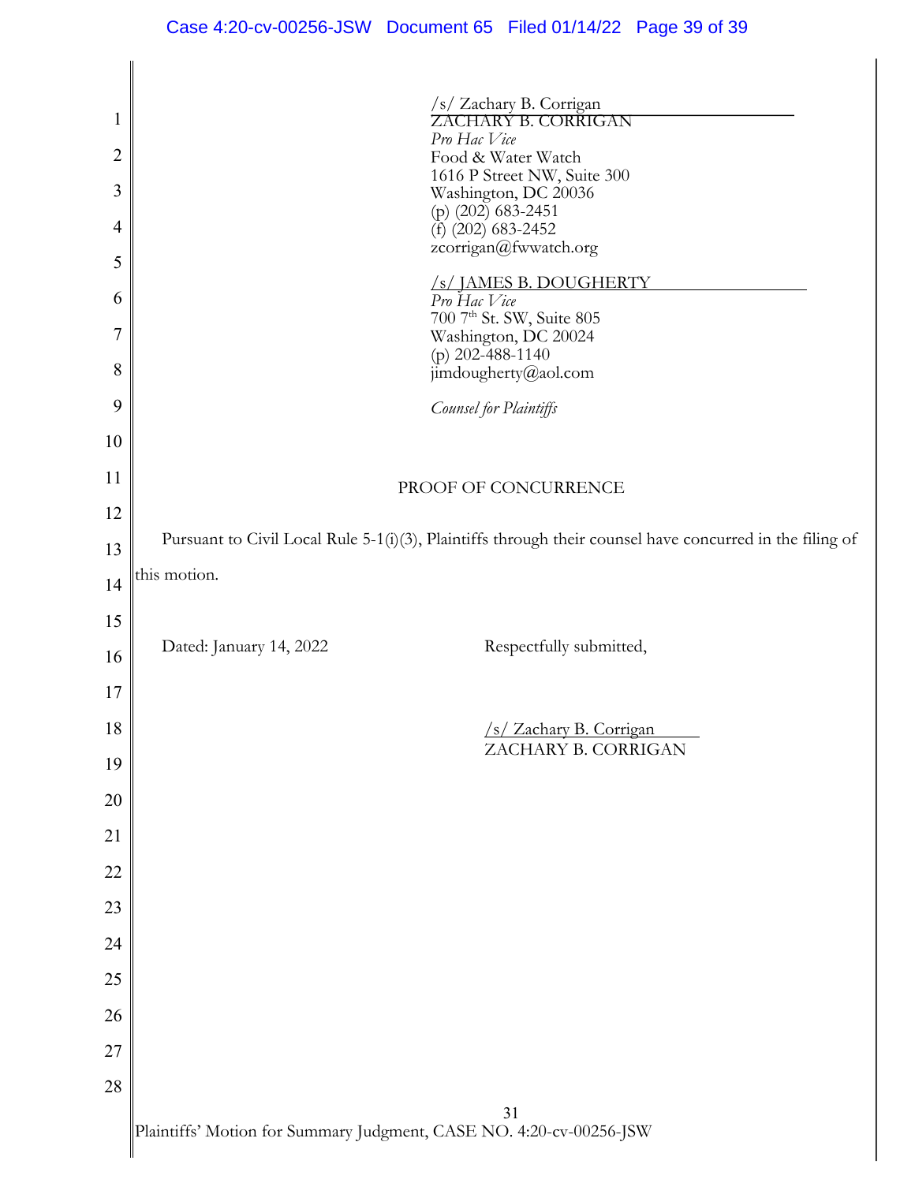/s/ Zachary B. Corrigan
ZACHARY B. CORRIGAN
*Pro Hac Vice*
Food & Water Watch
1616 P Street NW, Suite 300
Washington, DC 20036
(p) (202) 683-2451
(f) (202) 683-2452
zcorrigan@fwwatch.org

/s/ JAMES B. DOUGHERTY
*Pro Hac Vice*
700 7th St. SW, Suite 805
Washington, DC 20024
(p) 202-488-1140
jimdougherty@aol.com

*Counsel for Plaintiffs*

PROOF OF CONCURRENCE

Pursuant to Civil Local Rule 5-1(i)(3), Plaintiffs through their counsel have concurred in the filing of this motion.

Dated: January 14, 2022

Respectfully submitted,

/s/ Zachary B. Corrigan
ZACHARY B. CORRIGAN

Plaintiffs' Motion for Summary Judgment, CASE NO. 4:20-cv-00256-JSW